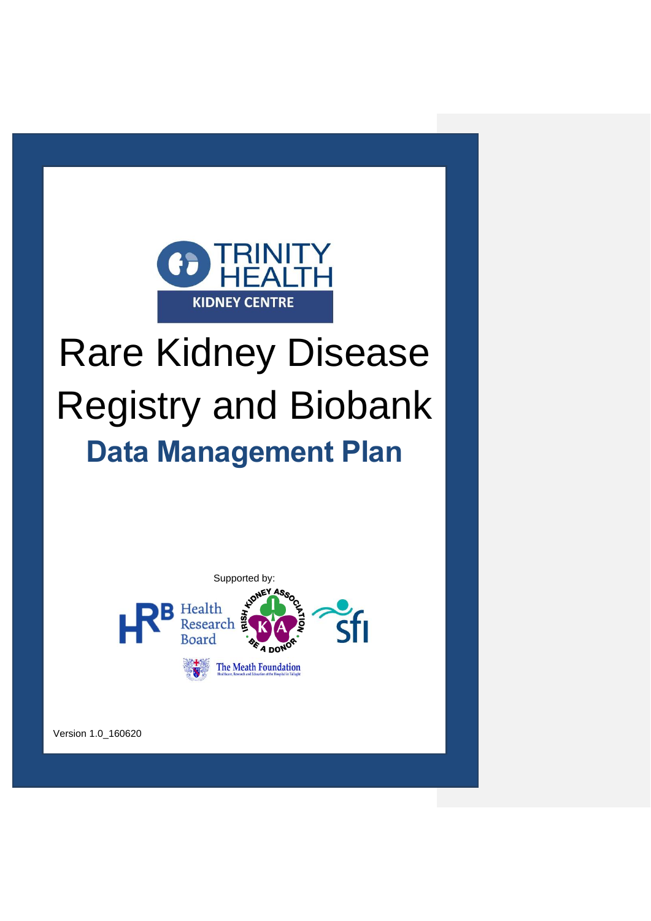TRINITY HEALTH

KIDNEY CENTRE

# Rare Kidney Disease Registry and Biobank

## Data Management Plan

Supported by:

Health Research Board

Irish Kidney Association – Be A Donor

SFI

The Meath Foundation

Version 1.0_160620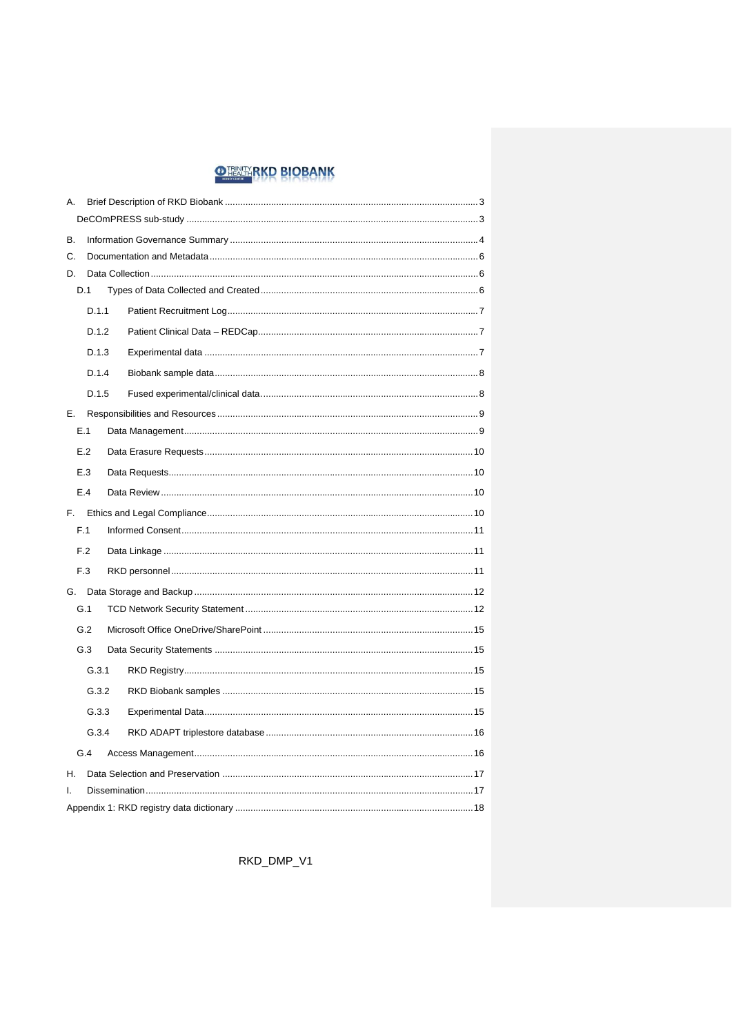TRINITY HEALTH RKD BIOBANK

A. Brief Description of RKD Biobank ..... 3
DeCOmPRESS sub-study ..... 3
B. Information Governance Summary ..... 4
C. Documentation and Metadata ..... 6
D. Data Collection ..... 6
D.1 Types of Data Collected and Created ..... 6
D.1.1 Patient Recruitment Log ..... 7
D.1.2 Patient Clinical Data – REDCap ..... 7
D.1.3 Experimental data ..... 7
D.1.4 Biobank sample data ..... 8
D.1.5 Fused experimental/clinical data. ..... 8
E. Responsibilities and Resources ..... 9
E.1 Data Management ..... 9
E.2 Data Erasure Requests ..... 10
E.3 Data Requests ..... 10
E.4 Data Review ..... 10
F. Ethics and Legal Compliance ..... 10
F.1 Informed Consent ..... 11
F.2 Data Linkage ..... 11
F.3 RKD personnel ..... 11
G. Data Storage and Backup ..... 12
G.1 TCD Network Security Statement ..... 12
G.2 Microsoft Office OneDrive/SharePoint ..... 15
G.3 Data Security Statements ..... 15
G.3.1 RKD Registry ..... 15
G.3.2 RKD Biobank samples ..... 15
G.3.3 Experimental Data ..... 15
G.3.4 RKD ADAPT triplestore database ..... 16
G.4 Access Management ..... 16
H. Data Selection and Preservation ..... 17
I. Dissemination ..... 17
Appendix 1: RKD registry data dictionary ..... 18

RKD_DMP_V1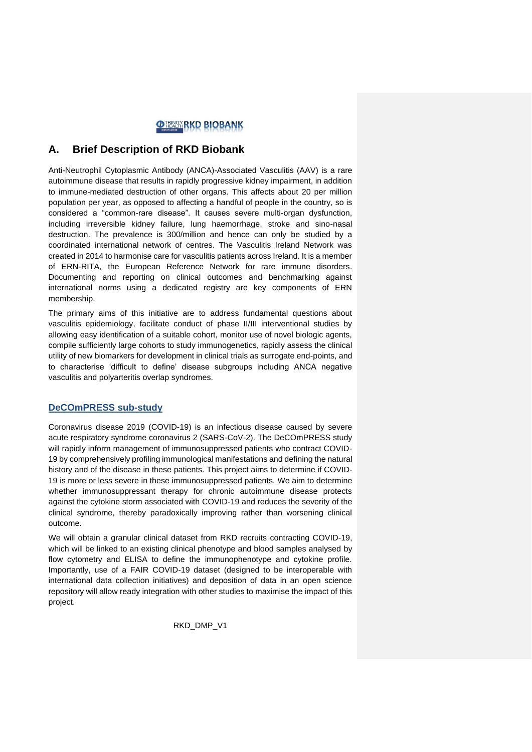## A. Brief Description of RKD Biobank

Anti-Neutrophil Cytoplasmic Antibody (ANCA)-Associated Vasculitis (AAV) is a rare autoimmune disease that results in rapidly progressive kidney impairment, in addition to immune-mediated destruction of other organs. This affects about 20 per million population per year, as opposed to affecting a handful of people in the country, so is considered a "common-rare disease". It causes severe multi-organ dysfunction, including irreversible kidney failure, lung haemorrhage, stroke and sino-nasal destruction. The prevalence is 300/million and hence can only be studied by a coordinated international network of centres. The Vasculitis Ireland Network was created in 2014 to harmonise care for vasculitis patients across Ireland. It is a member of ERN-RITA, the European Reference Network for rare immune disorders. Documenting and reporting on clinical outcomes and benchmarking against international norms using a dedicated registry are key components of ERN membership.

The primary aims of this initiative are to address fundamental questions about vasculitis epidemiology, facilitate conduct of phase II/III interventional studies by allowing easy identification of a suitable cohort, monitor use of novel biologic agents, compile sufficiently large cohorts to study immunogenetics, rapidly assess the clinical utility of new biomarkers for development in clinical trials as surrogate end-points, and to characterise 'difficult to define' disease subgroups including ANCA negative vasculitis and polyarteritis overlap syndromes.

### DeCOmPRESS sub-study

Coronavirus disease 2019 (COVID-19) is an infectious disease caused by severe acute respiratory syndrome coronavirus 2 (SARS-CoV-2). The DeCOmPRESS study will rapidly inform management of immunosuppressed patients who contract COVID-19 by comprehensively profiling immunological manifestations and defining the natural history and of the disease in these patients. This project aims to determine if COVID-19 is more or less severe in these immunosuppressed patients. We aim to determine whether immunosuppressant therapy for chronic autoimmune disease protects against the cytokine storm associated with COVID-19 and reduces the severity of the clinical syndrome, thereby paradoxically improving rather than worsening clinical outcome.

We will obtain a granular clinical dataset from RKD recruits contracting COVID-19, which will be linked to an existing clinical phenotype and blood samples analysed by flow cytometry and ELISA to define the immunophenotype and cytokine profile. Importantly, use of a FAIR COVID-19 dataset (designed to be interoperable with international data collection initiatives) and deposition of data in an open science repository will allow ready integration with other studies to maximise the impact of this project.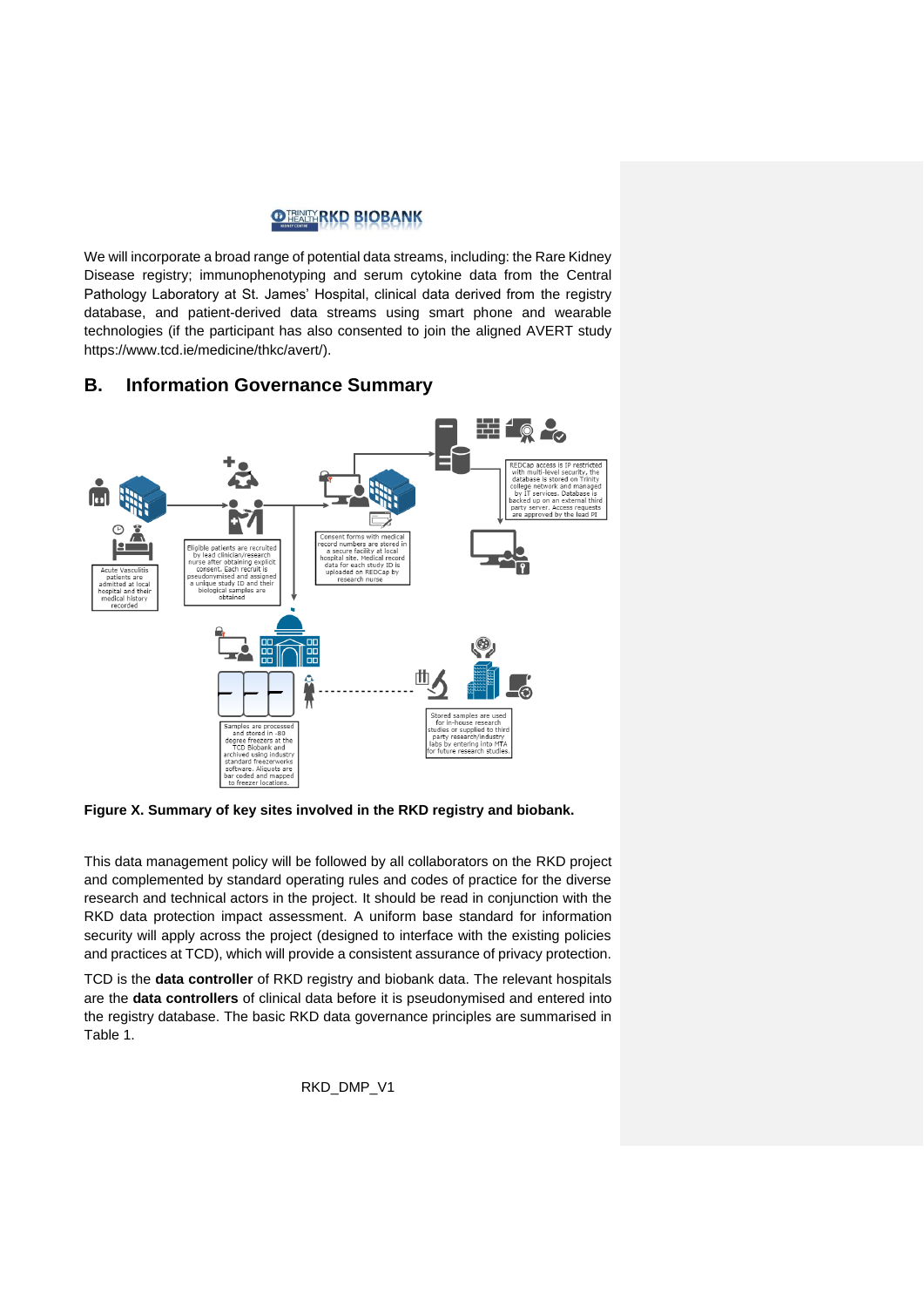We will incorporate a broad range of potential data streams, including: the Rare Kidney Disease registry; immunophenotyping and serum cytokine data from the Central Pathology Laboratory at St. James' Hospital, clinical data derived from the registry database, and patient-derived data streams using smart phone and wearable technologies (if the participant has also consented to join the aligned AVERT study https://www.tcd.ie/medicine/thkc/avert/).

## B. Information Governance Summary

Acute Vasculitis patients are admitted at local hospital and their medical history recorded

Eligible patients are recruited by lead clinician/research nurse after obtaining explicit consent. Each recruit is pseudonymised and assigned a unique study ID and their biological samples are obtained

Consent forms with medical record numbers are stored in a secure facility at local hospital site. Medical record data for each study ID is uploaded on REDCap by research nurse

REDCap access is IP restricted with multi-level security, the database is stored on Trinity college network and managed by IT services. Database is backed up on an external third party server. Access requests are approved by the lead PI

Samples are processed and stored in -80 degree freezers at the TCD Biobank and archived using industry standard freezerworks software. Aliquots are bar coded and mapped to freezer locations.

Stored samples are used for in-house research studies or supplied to third party research/industry labs by entering into MTA for future research studies.

**Figure X. Summary of key sites involved in the RKD registry and biobank.**

This data management policy will be followed by all collaborators on the RKD project and complemented by standard operating rules and codes of practice for the diverse research and technical actors in the project. It should be read in conjunction with the RKD data protection impact assessment. A uniform base standard for information security will apply across the project (designed to interface with the existing policies and practices at TCD), which will provide a consistent assurance of privacy protection.

TCD is the **data controller** of RKD registry and biobank data. The relevant hospitals are the **data controllers** of clinical data before it is pseudonymised and entered into the registry database. The basic RKD data governance principles are summarised in Table 1.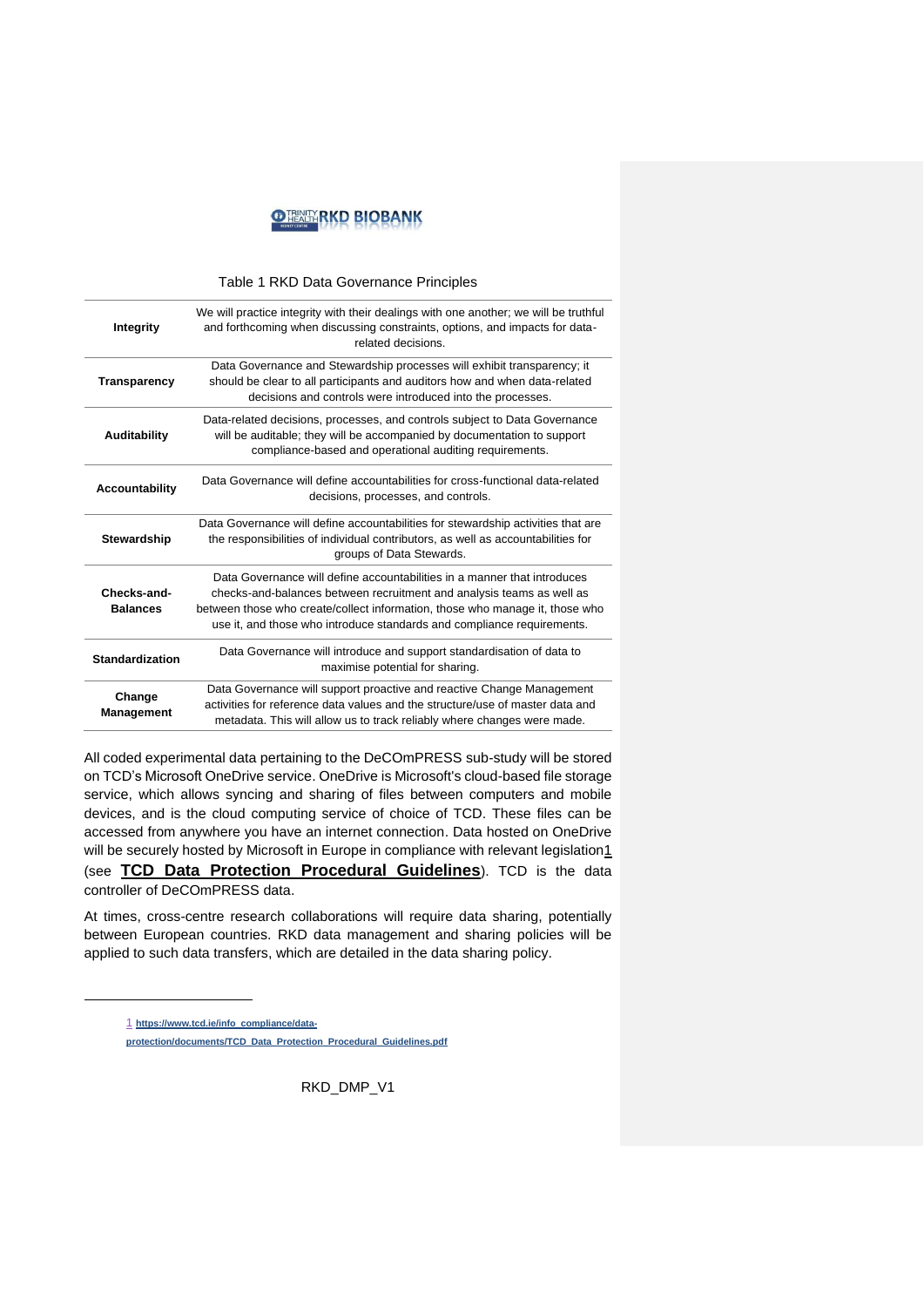Table 1 RKD Data Governance Principles

| | |
|---|---|
| **Integrity** | We will practice integrity with their dealings with one another; we will be truthful and forthcoming when discussing constraints, options, and impacts for data-related decisions. |
| **Transparency** | Data Governance and Stewardship processes will exhibit transparency; it should be clear to all participants and auditors how and when data-related decisions and controls were introduced into the processes. |
| **Auditability** | Data-related decisions, processes, and controls subject to Data Governance will be auditable; they will be accompanied by documentation to support compliance-based and operational auditing requirements. |
| **Accountability** | Data Governance will define accountabilities for cross-functional data-related decisions, processes, and controls. |
| **Stewardship** | Data Governance will define accountabilities for stewardship activities that are the responsibilities of individual contributors, as well as accountabilities for groups of Data Stewards. |
| **Checks-and-Balances** | Data Governance will define accountabilities in a manner that introduces checks-and-balances between recruitment and analysis teams as well as between those who create/collect information, those who manage it, those who use it, and those who introduce standards and compliance requirements. |
| **Standardization** | Data Governance will introduce and support standardisation of data to maximise potential for sharing. |
| **Change Management** | Data Governance will support proactive and reactive Change Management activities for reference data values and the structure/use of master data and metadata. This will allow us to track reliably where changes were made. |

All coded experimental data pertaining to the DeCOmPRESS sub-study will be stored on TCD's Microsoft OneDrive service. OneDrive is Microsoft's cloud-based file storage service, which allows syncing and sharing of files between computers and mobile devices, and is the cloud computing service of choice of TCD. These files can be accessed from anywhere you have an internet connection. Data hosted on OneDrive will be securely hosted by Microsoft in Europe in compliance with relevant legislation[1] (see **TCD Data Protection Procedural Guidelines**). TCD is the data controller of DeCOmPRESS data.

At times, cross-centre research collaborations will require data sharing, potentially between European countries. RKD data management and sharing policies will be applied to such data transfers, which are detailed in the data sharing policy.

[1] https://www.tcd.ie/info_compliance/data-protection/documents/TCD_Data_Protection_Procedural_Guidelines.pdf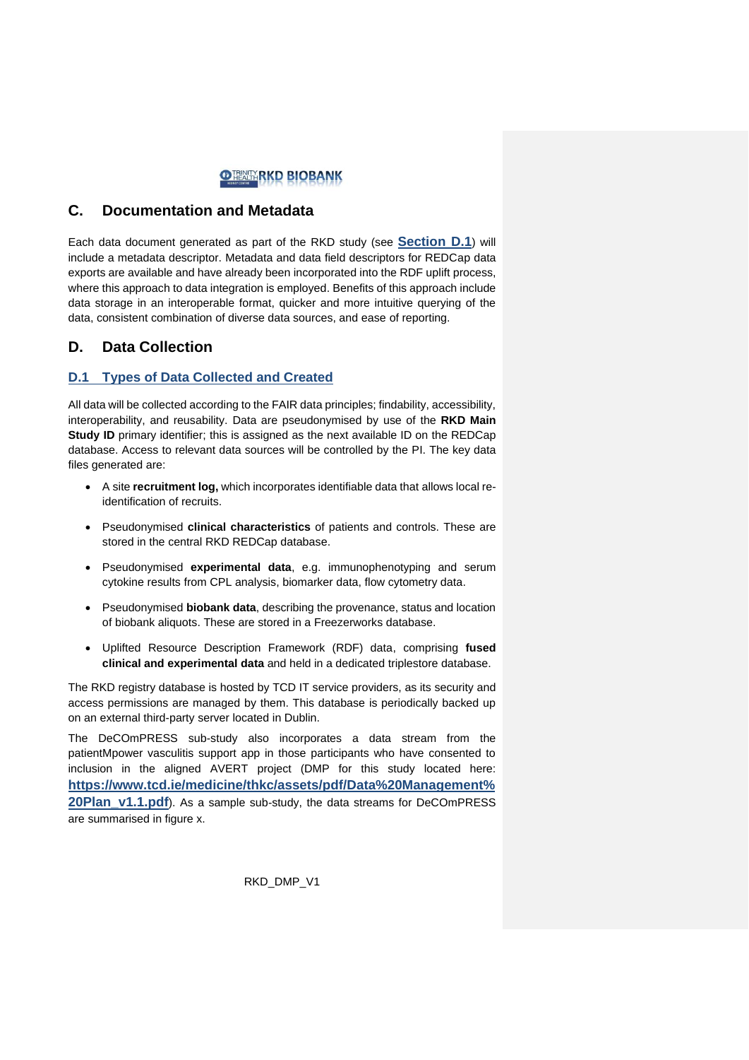## C. Documentation and Metadata

Each data document generated as part of the RKD study (see **Section D.1**) will include a metadata descriptor. Metadata and data field descriptors for REDCap data exports are available and have already been incorporated into the RDF uplift process, where this approach to data integration is employed. Benefits of this approach include data storage in an interoperable format, quicker and more intuitive querying of the data, consistent combination of diverse data sources, and ease of reporting.

## D. Data Collection

### D.1 Types of Data Collected and Created

All data will be collected according to the FAIR data principles; findability, accessibility, interoperability, and reusability. Data are pseudonymised by use of the **RKD Main Study ID** primary identifier; this is assigned as the next available ID on the REDCap database. Access to relevant data sources will be controlled by the PI. The key data files generated are:

- A site **recruitment log,** which incorporates identifiable data that allows local re-identification of recruits.
- Pseudonymised **clinical characteristics** of patients and controls. These are stored in the central RKD REDCap database.
- Pseudonymised **experimental data**, e.g. immunophenotyping and serum cytokine results from CPL analysis, biomarker data, flow cytometry data.
- Pseudonymised **biobank data**, describing the provenance, status and location of biobank aliquots. These are stored in a Freezerworks database.
- Uplifted Resource Description Framework (RDF) data, comprising **fused clinical and experimental data** and held in a dedicated triplestore database.

The RKD registry database is hosted by TCD IT service providers, as its security and access permissions are managed by them. This database is periodically backed up on an external third-party server located in Dublin.

The DeCOmPRESS sub-study also incorporates a data stream from the patientMpower vasculitis support app in those participants who have consented to inclusion in the aligned AVERT project (DMP for this study located here: **https://www.tcd.ie/medicine/thkc/assets/pdf/Data%20Management%20Plan_v1.1.pdf**). As a sample sub-study, the data streams for DeCOmPRESS are summarised in figure x.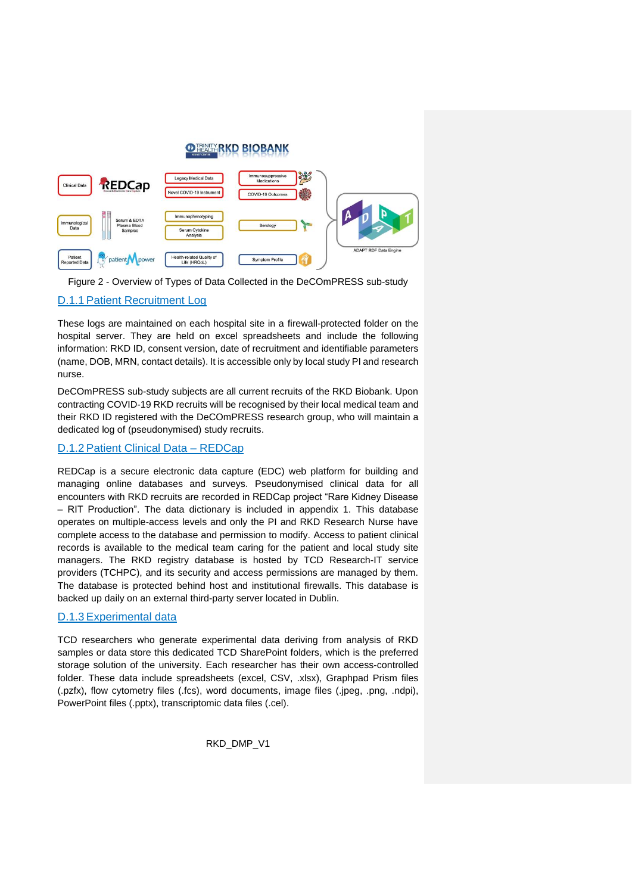Figure 2 - Overview of Types of Data Collected in the DeCOmPRESS sub-study

### D.1.1 Patient Recruitment Log

These logs are maintained on each hospital site in a firewall-protected folder on the hospital server. They are held on excel spreadsheets and include the following information: RKD ID, consent version, date of recruitment and identifiable parameters (name, DOB, MRN, contact details). It is accessible only by local study PI and research nurse.

DeCOmPRESS sub-study subjects are all current recruits of the RKD Biobank. Upon contracting COVID-19 RKD recruits will be recognised by their local medical team and their RKD ID registered with the DeCOmPRESS research group, who will maintain a dedicated log of (pseudonymised) study recruits.

### D.1.2 Patient Clinical Data – REDCap

REDCap is a secure electronic data capture (EDC) web platform for building and managing online databases and surveys. Pseudonymised clinical data for all encounters with RKD recruits are recorded in REDCap project "Rare Kidney Disease – RIT Production". The data dictionary is included in appendix 1. This database operates on multiple-access levels and only the PI and RKD Research Nurse have complete access to the database and permission to modify. Access to patient clinical records is available to the medical team caring for the patient and local study site managers. The RKD registry database is hosted by TCD Research-IT service providers (TCHPC), and its security and access permissions are managed by them. The database is protected behind host and institutional firewalls. This database is backed up daily on an external third-party server located in Dublin.

### D.1.3 Experimental data

TCD researchers who generate experimental data deriving from analysis of RKD samples or data store this dedicated TCD SharePoint folders, which is the preferred storage solution of the university. Each researcher has their own access-controlled folder. These data include spreadsheets (excel, CSV, .xlsx), Graphpad Prism files (.pzfx), flow cytometry files (.fcs), word documents, image files (.jpeg, .png, .ndpi), PowerPoint files (.pptx), transcriptomic data files (.cel).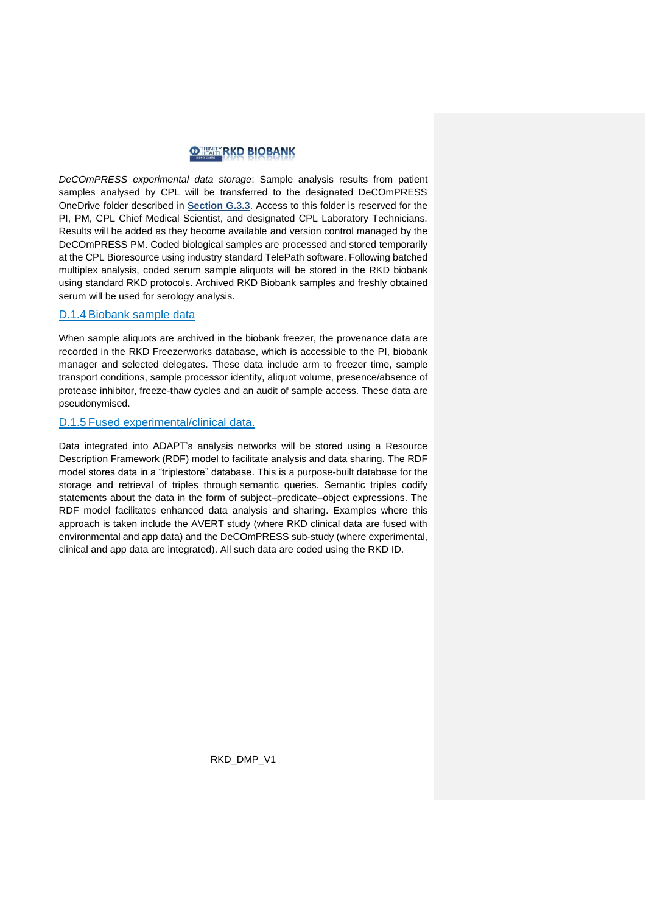*DeCOmPRESS experimental data storage*: Sample analysis results from patient samples analysed by CPL will be transferred to the designated DeCOmPRESS OneDrive folder described in **Section G.3.3**. Access to this folder is reserved for the PI, PM, CPL Chief Medical Scientist, and designated CPL Laboratory Technicians. Results will be added as they become available and version control managed by the DeCOmPRESS PM. Coded biological samples are processed and stored temporarily at the CPL Bioresource using industry standard TelePath software. Following batched multiplex analysis, coded serum sample aliquots will be stored in the RKD biobank using standard RKD protocols. Archived RKD Biobank samples and freshly obtained serum will be used for serology analysis.

### D.1.4 Biobank sample data

When sample aliquots are archived in the biobank freezer, the provenance data are recorded in the RKD Freezerworks database, which is accessible to the PI, biobank manager and selected delegates. These data include arm to freezer time, sample transport conditions, sample processor identity, aliquot volume, presence/absence of protease inhibitor, freeze-thaw cycles and an audit of sample access. These data are pseudonymised.

### D.1.5 Fused experimental/clinical data.

Data integrated into ADAPT's analysis networks will be stored using a Resource Description Framework (RDF) model to facilitate analysis and data sharing. The RDF model stores data in a "triplestore" database. This is a purpose-built database for the storage and retrieval of triples through semantic queries. Semantic triples codify statements about the data in the form of subject–predicate–object expressions. The RDF model facilitates enhanced data analysis and sharing. Examples where this approach is taken include the AVERT study (where RKD clinical data are fused with environmental and app data) and the DeCOmPRESS sub-study (where experimental, clinical and app data are integrated). All such data are coded using the RKD ID.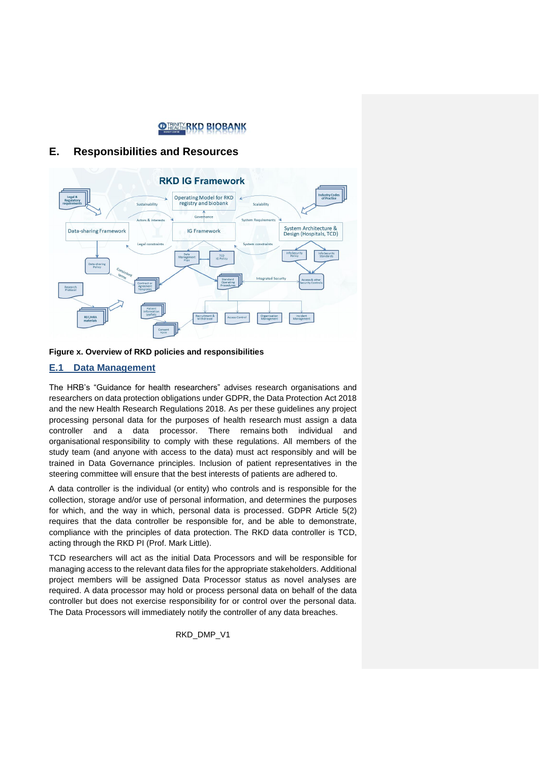## E. Responsibilities and Resources

RKD IG Framework

Legal & Regulatory requirements

Operating Model for RKD registry and biobank

Industry Codes of Practice

Sustainability

Scalability

Actors & interests

Governance

System Requirements

Data-sharing Framework

IG Framework

System Architecture & Design (Hospitals, TCD)

Legal constraints

System constraints

Data-sharing Policy

Data Management Plan

TCD IG Policy

Info Security Policy

Info Security Standards

Consistent terms

Contract or Agreement Templates

Standard Operating Procedures

Integrated Security

Access & other Security Controls

Research Protocol

REC/HRA materials

Patient Information Leaflets

Consent Form

Recruitment & Withdrawal

Access Control

Organisation Management

Incident Management

**Figure x. Overview of RKD policies and responsibilities**

### E.1 Data Management

The HRB's "Guidance for health researchers" advises research organisations and researchers on data protection obligations under GDPR, the Data Protection Act 2018 and the new Health Research Regulations 2018. As per these guidelines any project processing personal data for the purposes of health research must assign a data controller and a data processor. There remains both individual and organisational responsibility to comply with these regulations. All members of the study team (and anyone with access to the data) must act responsibly and will be trained in Data Governance principles. Inclusion of patient representatives in the steering committee will ensure that the best interests of patients are adhered to.

A data controller is the individual (or entity) who controls and is responsible for the collection, storage and/or use of personal information, and determines the purposes for which, and the way in which, personal data is processed. GDPR Article 5(2) requires that the data controller be responsible for, and be able to demonstrate, compliance with the principles of data protection. The RKD data controller is TCD, acting through the RKD PI (Prof. Mark Little).

TCD researchers will act as the initial Data Processors and will be responsible for managing access to the relevant data files for the appropriate stakeholders. Additional project members will be assigned Data Processor status as novel analyses are required. A data processor may hold or process personal data on behalf of the data controller but does not exercise responsibility for or control over the personal data. The Data Processors will immediately notify the controller of any data breaches.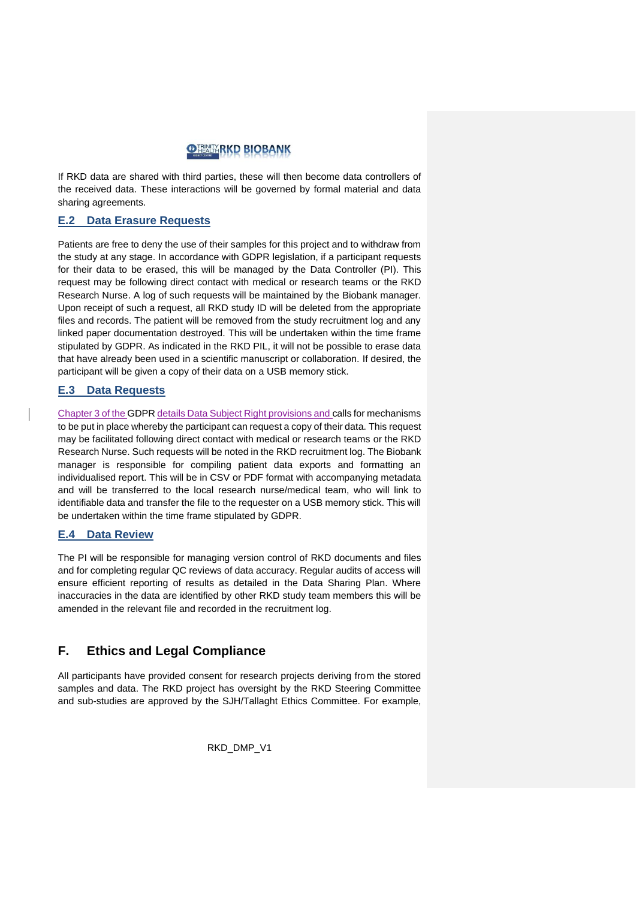If RKD data are shared with third parties, these will then become data controllers of the received data. These interactions will be governed by formal material and data sharing agreements.

### E.2 Data Erasure Requests

Patients are free to deny the use of their samples for this project and to withdraw from the study at any stage. In accordance with GDPR legislation, if a participant requests for their data to be erased, this will be managed by the Data Controller (PI). This request may be following direct contact with medical or research teams or the RKD Research Nurse. A log of such requests will be maintained by the Biobank manager. Upon receipt of such a request, all RKD study ID will be deleted from the appropriate files and records. The patient will be removed from the study recruitment log and any linked paper documentation destroyed. This will be undertaken within the time frame stipulated by GDPR. As indicated in the RKD PIL, it will not be possible to erase data that have already been used in a scientific manuscript or collaboration. If desired, the participant will be given a copy of their data on a USB memory stick.

### E.3 Data Requests

Chapter 3 of the GDPR details Data Subject Right provisions and calls for mechanisms to be put in place whereby the participant can request a copy of their data. This request may be facilitated following direct contact with medical or research teams or the RKD Research Nurse. Such requests will be noted in the RKD recruitment log. The Biobank manager is responsible for compiling patient data exports and formatting an individualised report. This will be in CSV or PDF format with accompanying metadata and will be transferred to the local research nurse/medical team, who will link to identifiable data and transfer the file to the requester on a USB memory stick. This will be undertaken within the time frame stipulated by GDPR.

### E.4 Data Review

The PI will be responsible for managing version control of RKD documents and files and for completing regular QC reviews of data accuracy. Regular audits of access will ensure efficient reporting of results as detailed in the Data Sharing Plan. Where inaccuracies in the data are identified by other RKD study team members this will be amended in the relevant file and recorded in the recruitment log.

## F. Ethics and Legal Compliance

All participants have provided consent for research projects deriving from the stored samples and data. The RKD project has oversight by the RKD Steering Committee and sub-studies are approved by the SJH/Tallaght Ethics Committee. For example,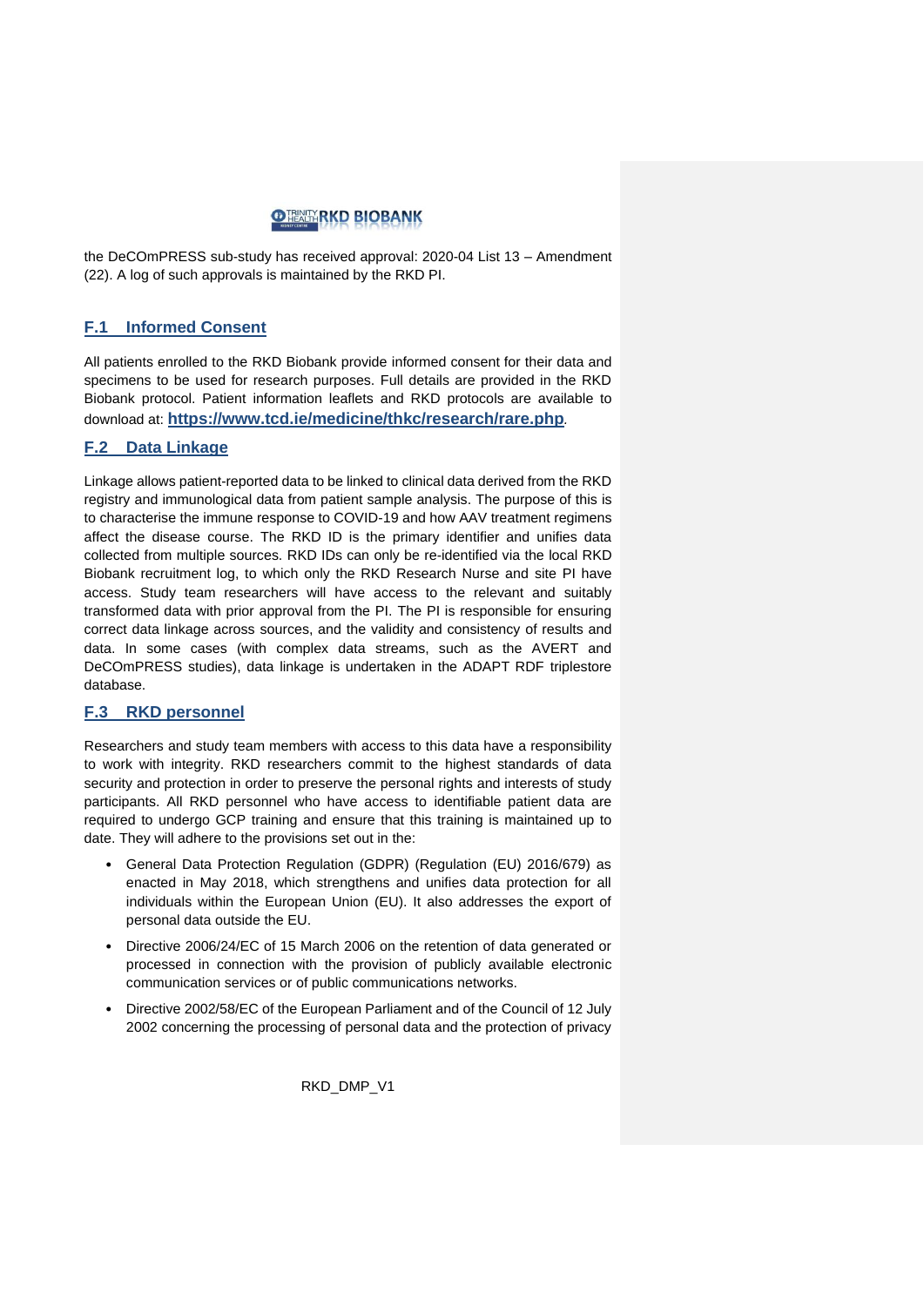the DeCOmPRESS sub-study has received approval: 2020-04 List 13 – Amendment (22). A log of such approvals is maintained by the RKD PI.

## F.1 Informed Consent

All patients enrolled to the RKD Biobank provide informed consent for their data and specimens to be used for research purposes. Full details are provided in the RKD Biobank protocol. Patient information leaflets and RKD protocols are available to download at: **https://www.tcd.ie/medicine/thkc/research/rare.php**.

## F.2 Data Linkage

Linkage allows patient-reported data to be linked to clinical data derived from the RKD registry and immunological data from patient sample analysis. The purpose of this is to characterise the immune response to COVID-19 and how AAV treatment regimens affect the disease course. The RKD ID is the primary identifier and unifies data collected from multiple sources. RKD IDs can only be re-identified via the local RKD Biobank recruitment log, to which only the RKD Research Nurse and site PI have access. Study team researchers will have access to the relevant and suitably transformed data with prior approval from the PI. The PI is responsible for ensuring correct data linkage across sources, and the validity and consistency of results and data. In some cases (with complex data streams, such as the AVERT and DeCOmPRESS studies), data linkage is undertaken in the ADAPT RDF triplestore database.

## F.3 RKD personnel

Researchers and study team members with access to this data have a responsibility to work with integrity. RKD researchers commit to the highest standards of data security and protection in order to preserve the personal rights and interests of study participants. All RKD personnel who have access to identifiable patient data are required to undergo GCP training and ensure that this training is maintained up to date. They will adhere to the provisions set out in the:

- General Data Protection Regulation (GDPR) (Regulation (EU) 2016/679) as enacted in May 2018, which strengthens and unifies data protection for all individuals within the European Union (EU). It also addresses the export of personal data outside the EU.
- Directive 2006/24/EC of 15 March 2006 on the retention of data generated or processed in connection with the provision of publicly available electronic communication services or of public communications networks.
- Directive 2002/58/EC of the European Parliament and of the Council of 12 July 2002 concerning the processing of personal data and the protection of privacy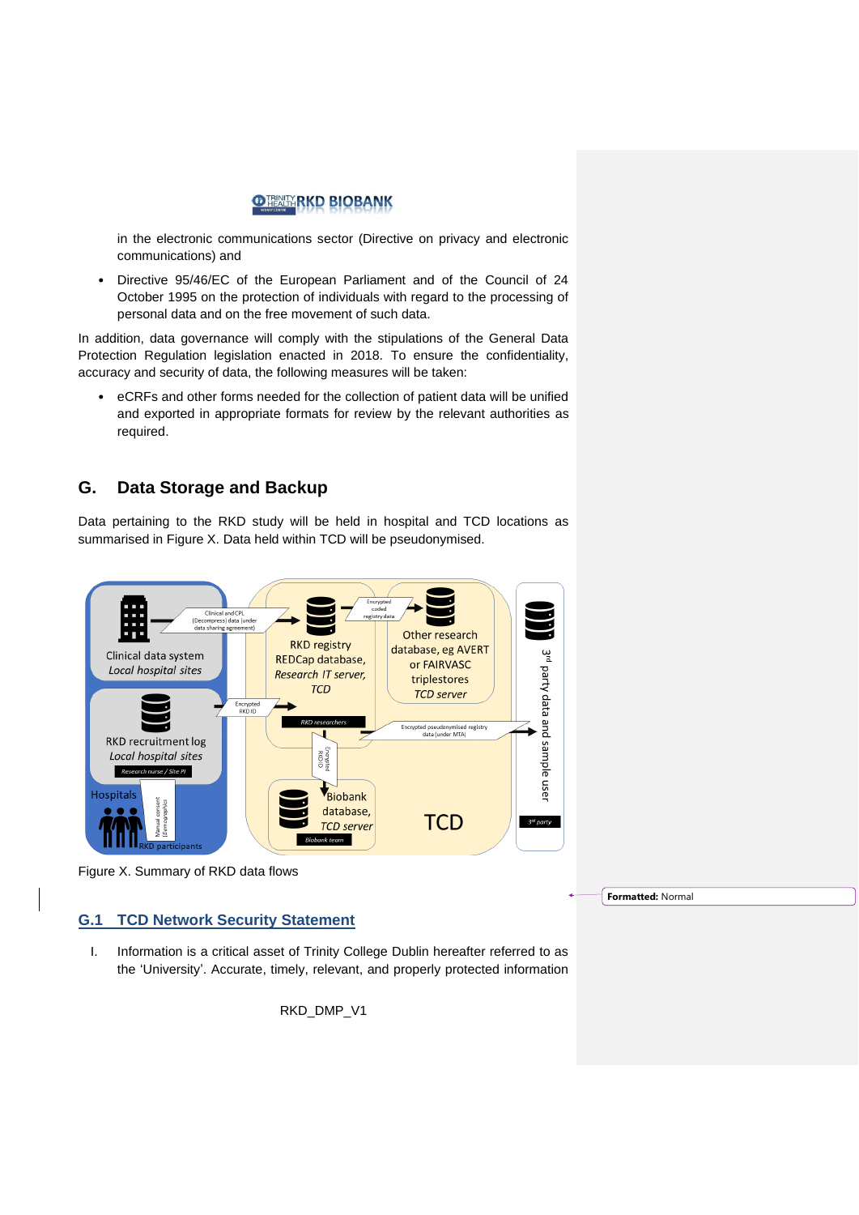in the electronic communications sector (Directive on privacy and electronic communications) and

- Directive 95/46/EC of the European Parliament and of the Council of 24 October 1995 on the protection of individuals with regard to the processing of personal data and on the free movement of such data.

In addition, data governance will comply with the stipulations of the General Data Protection Regulation legislation enacted in 2018. To ensure the confidentiality, accuracy and security of data, the following measures will be taken:

- eCRFs and other forms needed for the collection of patient data will be unified and exported in appropriate formats for review by the relevant authorities as required.

## G. Data Storage and Backup

Data pertaining to the RKD study will be held in hospital and TCD locations as summarised in Figure X. Data held within TCD will be pseudonymised.

Clinical data system
Local hospital sites
Clinical and CPL (Decompress) data (under data sharing agreement)
RKD registry
REDCap database,
Research IT server,
TCD
Encrypted coded registry data
Other research database, eg AVERT or FAIRVASC triplestores
TCD server
3rd party data and sample user
Encrypted RKD ID
RKD recruitment log
Local hospital sites
Research nurse / Site PI
RKD researchers
Encrypted pseudonymised registry data (under MTA)
Encrypted RKD ID
Hospitals
Manual consent (Demographics)
RKD participants
Biobank database,
TCD server
Biobank team
TCD
3rd party

Figure X. Summary of RKD data flows

### G.1 TCD Network Security Statement

I. Information is a critical asset of Trinity College Dublin hereafter referred to as the 'University'. Accurate, timely, relevant, and properly protected information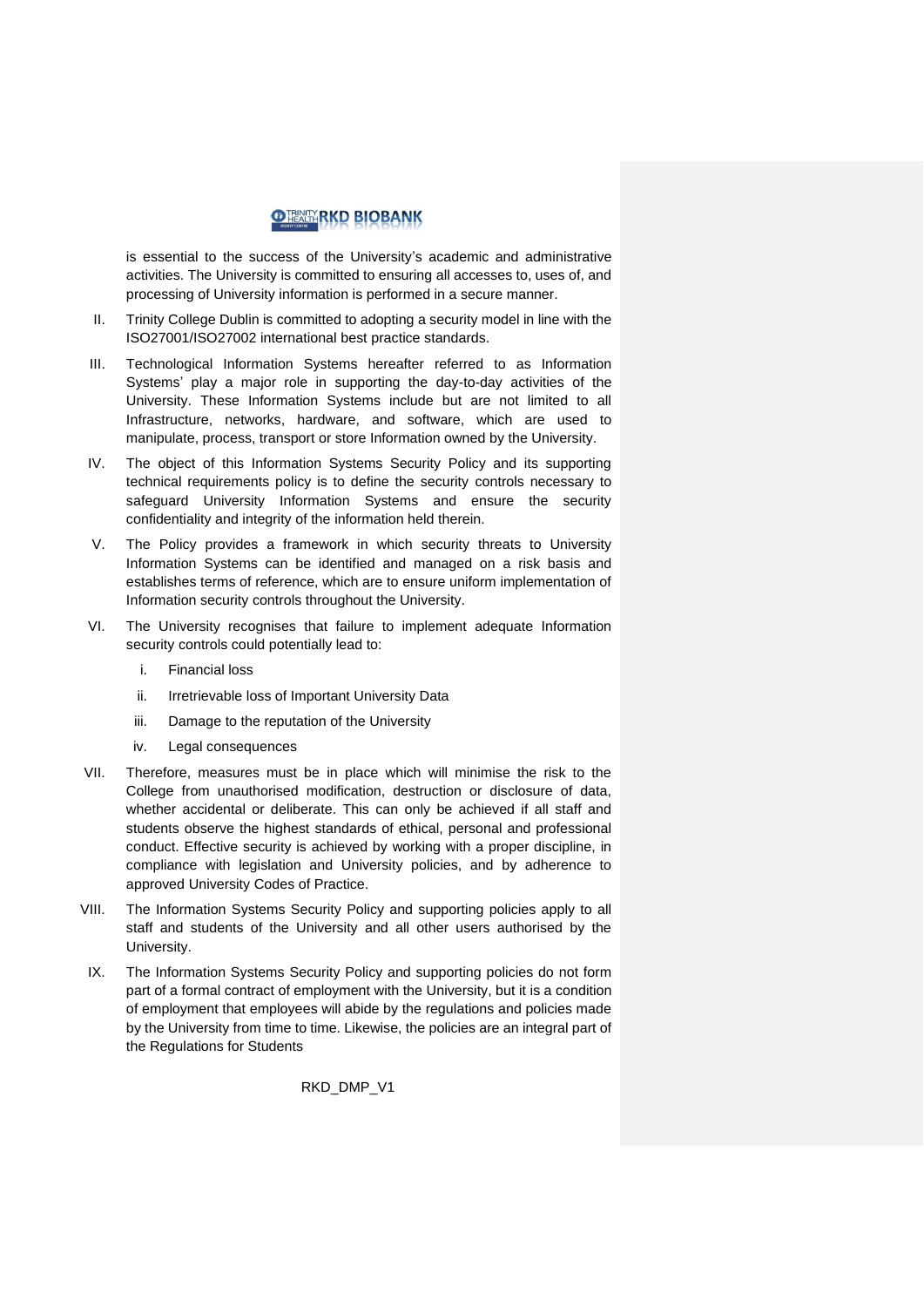is essential to the success of the University's academic and administrative activities. The University is committed to ensuring all accesses to, uses of, and processing of University information is performed in a secure manner.

II. Trinity College Dublin is committed to adopting a security model in line with the ISO27001/ISO27002 international best practice standards.

III. Technological Information Systems hereafter referred to as Information Systems' play a major role in supporting the day-to-day activities of the University. These Information Systems include but are not limited to all Infrastructure, networks, hardware, and software, which are used to manipulate, process, transport or store Information owned by the University.

IV. The object of this Information Systems Security Policy and its supporting technical requirements policy is to define the security controls necessary to safeguard University Information Systems and ensure the security confidentiality and integrity of the information held therein.

V. The Policy provides a framework in which security threats to University Information Systems can be identified and managed on a risk basis and establishes terms of reference, which are to ensure uniform implementation of Information security controls throughout the University.

VI. The University recognises that failure to implement adequate Information security controls could potentially lead to:

   i. Financial loss

   ii. Irretrievable loss of Important University Data

   iii. Damage to the reputation of the University

   iv. Legal consequences

VII. Therefore, measures must be in place which will minimise the risk to the College from unauthorised modification, destruction or disclosure of data, whether accidental or deliberate. This can only be achieved if all staff and students observe the highest standards of ethical, personal and professional conduct. Effective security is achieved by working with a proper discipline, in compliance with legislation and University policies, and by adherence to approved University Codes of Practice.

VIII. The Information Systems Security Policy and supporting policies apply to all staff and students of the University and all other users authorised by the University.

IX. The Information Systems Security Policy and supporting policies do not form part of a formal contract of employment with the University, but it is a condition of employment that employees will abide by the regulations and policies made by the University from time to time. Likewise, the policies are an integral part of the Regulations for Students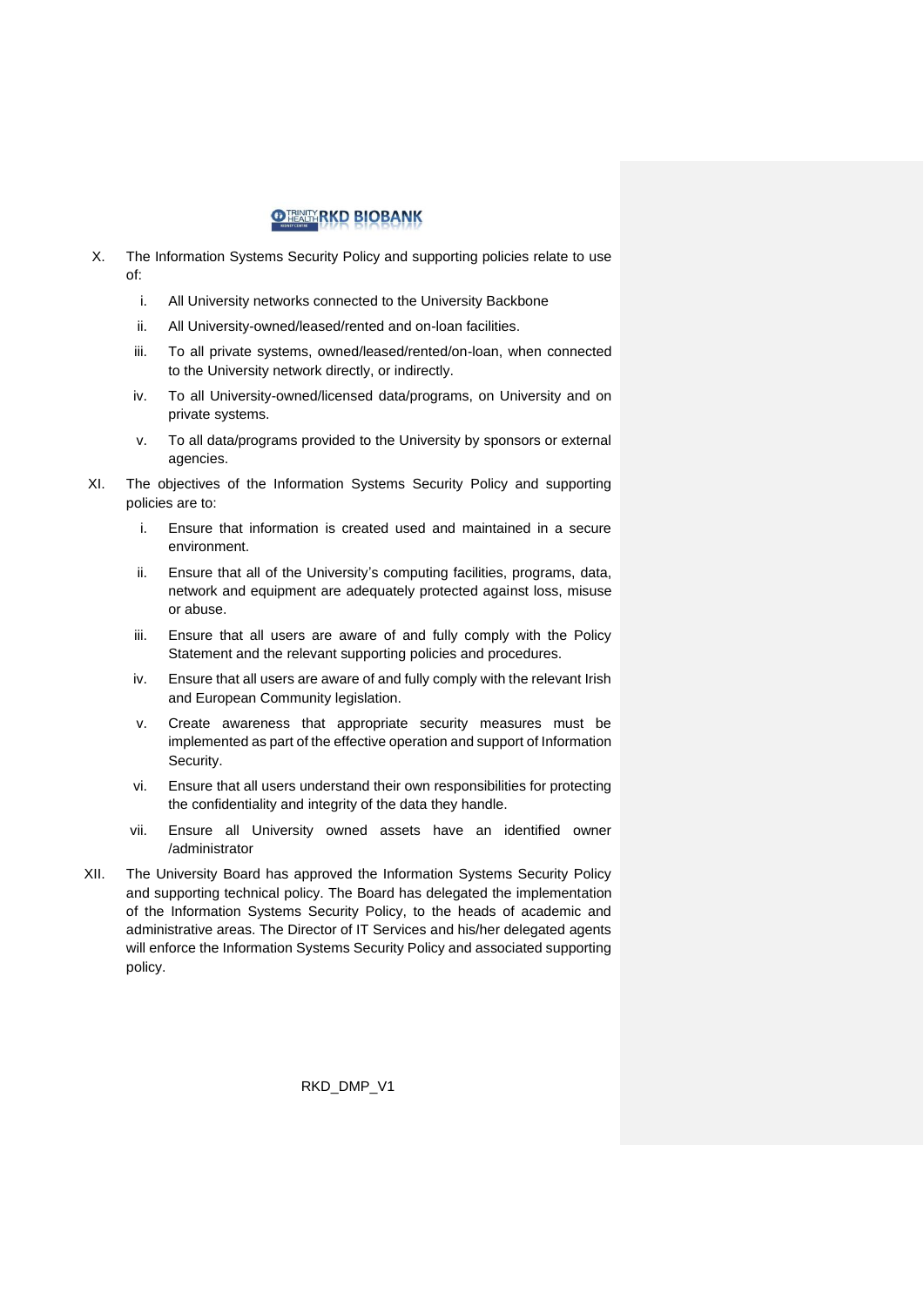X. The Information Systems Security Policy and supporting policies relate to use of:

   i. All University networks connected to the University Backbone
   
   ii. All University-owned/leased/rented and on-loan facilities.
   
   iii. To all private systems, owned/leased/rented/on-loan, when connected to the University network directly, or indirectly.
   
   iv. To all University-owned/licensed data/programs, on University and on private systems.
   
   v. To all data/programs provided to the University by sponsors or external agencies.

XI. The objectives of the Information Systems Security Policy and supporting policies are to:

   i. Ensure that information is created used and maintained in a secure environment.
   
   ii. Ensure that all of the University's computing facilities, programs, data, network and equipment are adequately protected against loss, misuse or abuse.
   
   iii. Ensure that all users are aware of and fully comply with the Policy Statement and the relevant supporting policies and procedures.
   
   iv. Ensure that all users are aware of and fully comply with the relevant Irish and European Community legislation.
   
   v. Create awareness that appropriate security measures must be implemented as part of the effective operation and support of Information Security.
   
   vi. Ensure that all users understand their own responsibilities for protecting the confidentiality and integrity of the data they handle.
   
   vii. Ensure all University owned assets have an identified owner /administrator

XII. The University Board has approved the Information Systems Security Policy and supporting technical policy. The Board has delegated the implementation of the Information Systems Security Policy, to the heads of academic and administrative areas. The Director of IT Services and his/her delegated agents will enforce the Information Systems Security Policy and associated supporting policy.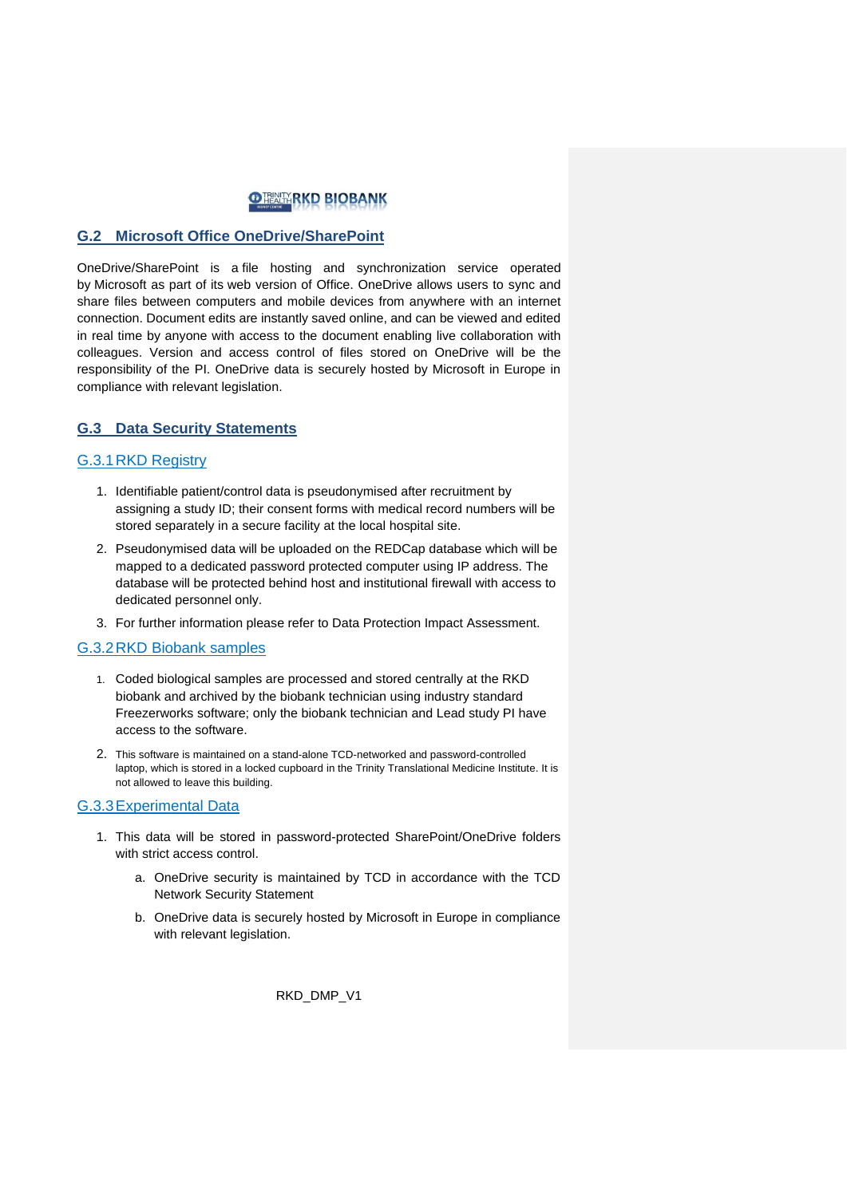## G.2 Microsoft Office OneDrive/SharePoint

OneDrive/SharePoint is a file hosting and synchronization service operated by Microsoft as part of its web version of Office. OneDrive allows users to sync and share files between computers and mobile devices from anywhere with an internet connection. Document edits are instantly saved online, and can be viewed and edited in real time by anyone with access to the document enabling live collaboration with colleagues. Version and access control of files stored on OneDrive will be the responsibility of the PI. OneDrive data is securely hosted by Microsoft in Europe in compliance with relevant legislation.

## G.3 Data Security Statements

### G.3.1 RKD Registry

1. Identifiable patient/control data is pseudonymised after recruitment by assigning a study ID; their consent forms with medical record numbers will be stored separately in a secure facility at the local hospital site.
2. Pseudonymised data will be uploaded on the REDCap database which will be mapped to a dedicated password protected computer using IP address. The database will be protected behind host and institutional firewall with access to dedicated personnel only.
3. For further information please refer to Data Protection Impact Assessment.

### G.3.2 RKD Biobank samples

1. Coded biological samples are processed and stored centrally at the RKD biobank and archived by the biobank technician using industry standard Freezerworks software; only the biobank technician and Lead study PI have access to the software.
2. This software is maintained on a stand-alone TCD-networked and password-controlled laptop, which is stored in a locked cupboard in the Trinity Translational Medicine Institute. It is not allowed to leave this building.

### G.3.3 Experimental Data

1. This data will be stored in password-protected SharePoint/OneDrive folders with strict access control.
   a. OneDrive security is maintained by TCD in accordance with the TCD Network Security Statement
   b. OneDrive data is securely hosted by Microsoft in Europe in compliance with relevant legislation.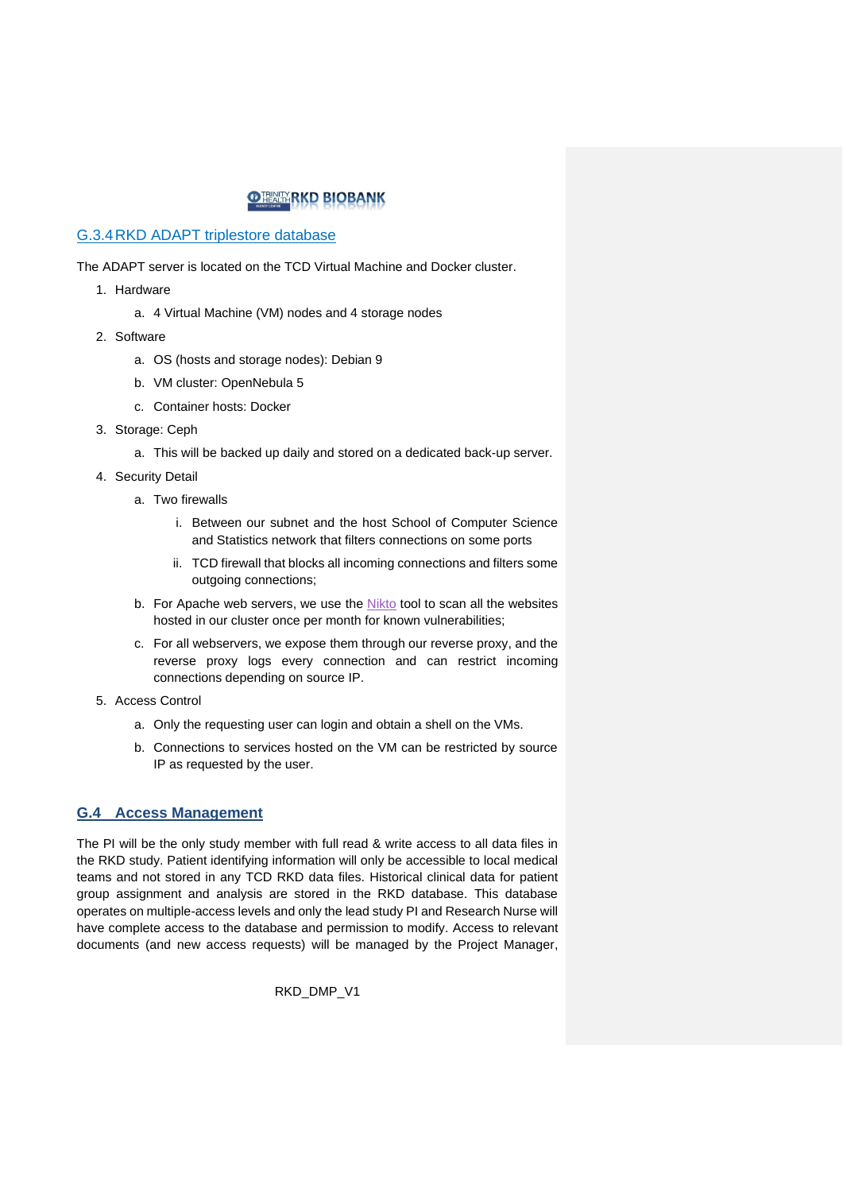### G.3.4 RKD ADAPT triplestore database

The ADAPT server is located on the TCD Virtual Machine and Docker cluster.

1. Hardware
    a. 4 Virtual Machine (VM) nodes and 4 storage nodes
2. Software
    a. OS (hosts and storage nodes): Debian 9
    b. VM cluster: OpenNebula 5
    c. Container hosts: Docker
3. Storage: Ceph
    a. This will be backed up daily and stored on a dedicated back-up server.
4. Security Detail
    a. Two firewalls
        i. Between our subnet and the host School of Computer Science and Statistics network that filters connections on some ports
        ii. TCD firewall that blocks all incoming connections and filters some outgoing connections;
    b. For Apache web servers, we use the Nikto tool to scan all the websites hosted in our cluster once per month for known vulnerabilities;
    c. For all webservers, we expose them through our reverse proxy, and the reverse proxy logs every connection and can restrict incoming connections depending on source IP.
5. Access Control
    a. Only the requesting user can login and obtain a shell on the VMs.
    b. Connections to services hosted on the VM can be restricted by source IP as requested by the user.

## G.4 Access Management

The PI will be the only study member with full read & write access to all data files in the RKD study. Patient identifying information will only be accessible to local medical teams and not stored in any TCD RKD data files. Historical clinical data for patient group assignment and analysis are stored in the RKD database. This database operates on multiple-access levels and only the lead study PI and Research Nurse will have complete access to the database and permission to modify. Access to relevant documents (and new access requests) will be managed by the Project Manager,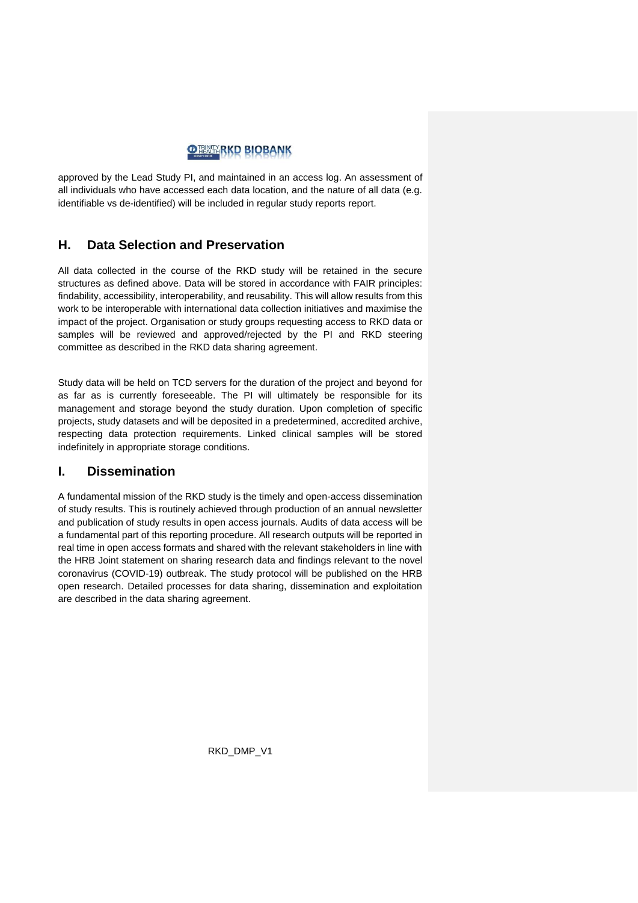approved by the Lead Study PI, and maintained in an access log. An assessment of all individuals who have accessed each data location, and the nature of all data (e.g. identifiable vs de-identified) will be included in regular study reports report.

## H. Data Selection and Preservation

All data collected in the course of the RKD study will be retained in the secure structures as defined above. Data will be stored in accordance with FAIR principles: findability, accessibility, interoperability, and reusability. This will allow results from this work to be interoperable with international data collection initiatives and maximise the impact of the project. Organisation or study groups requesting access to RKD data or samples will be reviewed and approved/rejected by the PI and RKD steering committee as described in the RKD data sharing agreement.

Study data will be held on TCD servers for the duration of the project and beyond for as far as is currently foreseeable. The PI will ultimately be responsible for its management and storage beyond the study duration. Upon completion of specific projects, study datasets and will be deposited in a predetermined, accredited archive, respecting data protection requirements. Linked clinical samples will be stored indefinitely in appropriate storage conditions.

## I. Dissemination

A fundamental mission of the RKD study is the timely and open-access dissemination of study results. This is routinely achieved through production of an annual newsletter and publication of study results in open access journals. Audits of data access will be a fundamental part of this reporting procedure. All research outputs will be reported in real time in open access formats and shared with the relevant stakeholders in line with the HRB Joint statement on sharing research data and findings relevant to the novel coronavirus (COVID-19) outbreak. The study protocol will be published on the HRB open research. Detailed processes for data sharing, dissemination and exploitation are described in the data sharing agreement.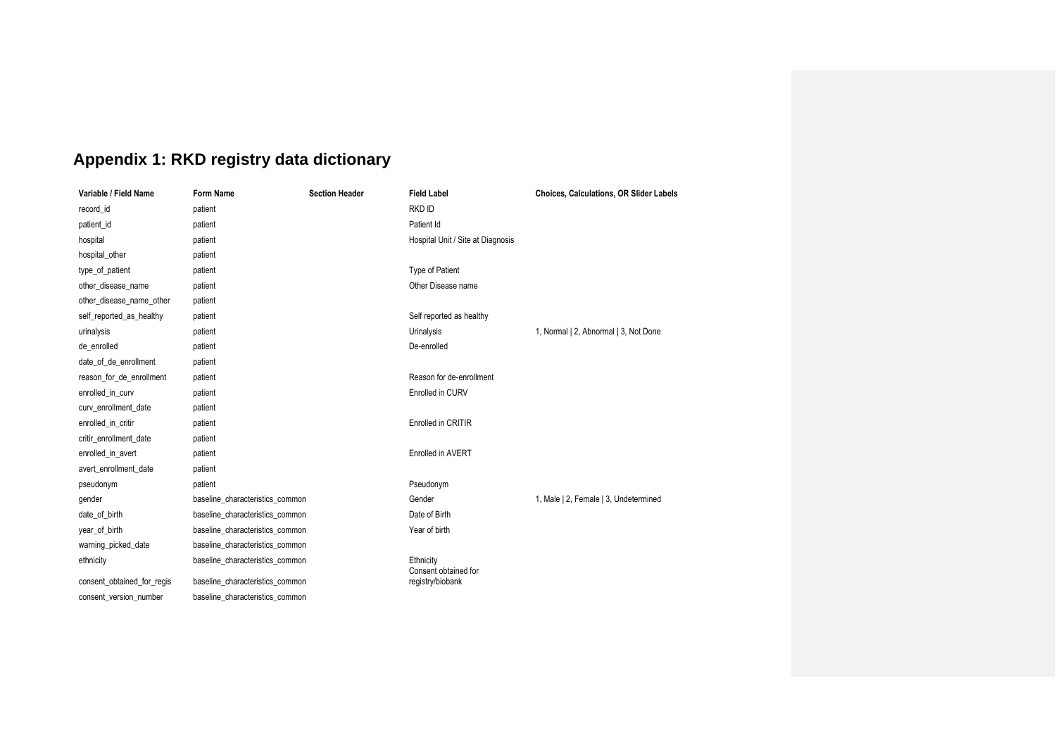## Appendix 1: RKD registry data dictionary

| Variable / Field Name | Form Name | Section Header | Field Label | Choices, Calculations, OR Slider Labels |
|---|---|---|---|---|
| record_id | patient | | RKD ID | |
| patient_id | patient | | Patient Id | |
| hospital | patient | | Hospital Unit / Site at Diagnosis | |
| hospital_other | patient | | | |
| type_of_patient | patient | | Type of Patient | |
| other_disease_name | patient | | Other Disease name | |
| other_disease_name_other | patient | | | |
| self_reported_as_healthy | patient | | Self reported as healthy | |
| urinalysis | patient | | Urinalysis | 1, Normal \| 2, Abnormal \| 3, Not Done |
| de_enrolled | patient | | De-enrolled | |
| date_of_de_enrollment | patient | | | |
| reason_for_de_enrollment | patient | | Reason for de-enrollment | |
| enrolled_in_curv | patient | | Enrolled in CURV | |
| curv_enrollment_date | patient | | | |
| enrolled_in_critir | patient | | Enrolled in CRITIR | |
| critir_enrollment_date | patient | | | |
| enrolled_in_avert | patient | | Enrolled in AVERT | |
| avert_enrollment_date | patient | | | |
| pseudonym | patient | | Pseudonym | |
| gender | baseline_characteristics_common | | Gender | 1, Male \| 2, Female \| 3, Undetermined |
| date_of_birth | baseline_characteristics_common | | Date of Birth | |
| year_of_birth | baseline_characteristics_common | | Year of birth | |
| warning_picked_date | baseline_characteristics_common | | | |
| ethnicity | baseline_characteristics_common | | Ethnicity | |
| consent_obtained_for_regis | baseline_characteristics_common | | Consent obtained for registry/biobank | |
| consent_version_number | baseline_characteristics_common | | | |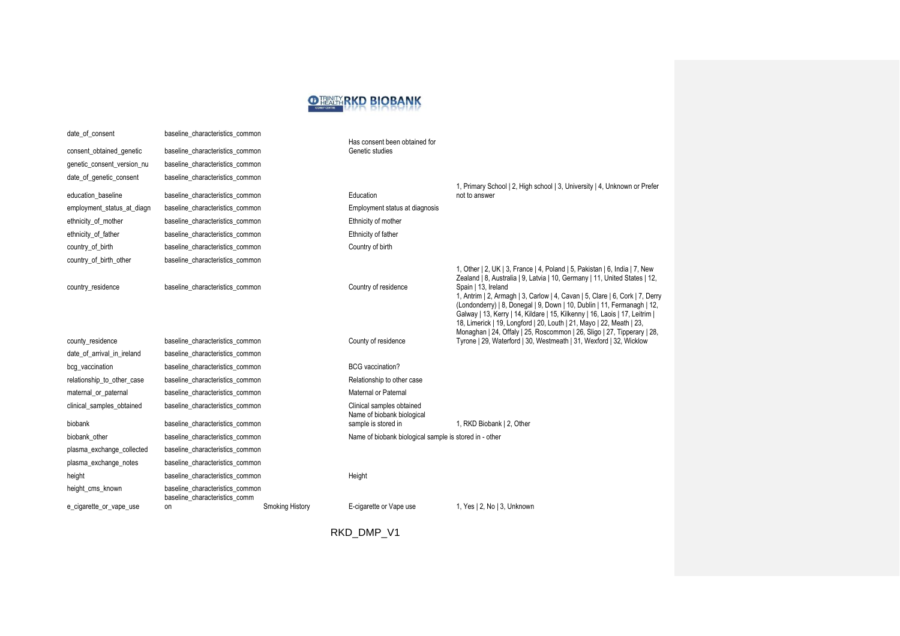| | | | | |
|---|---|---|---|---|
| date_of_consent | baseline_characteristics_common | | | |
| consent_obtained_genetic | baseline_characteristics_common | | Has consent been obtained for Genetic studies | |
| genetic_consent_version_nu | baseline_characteristics_common | | | |
| date_of_genetic_consent | baseline_characteristics_common | | | |
| education_baseline | baseline_characteristics_common | | Education | 1, Primary School \| 2, High school \| 3, University \| 4, Unknown or Prefer not to answer |
| employment_status_at_diagn | baseline_characteristics_common | | Employment status at diagnosis | |
| ethnicity_of_mother | baseline_characteristics_common | | Ethnicity of mother | |
| ethnicity_of_father | baseline_characteristics_common | | Ethnicity of father | |
| country_of_birth | baseline_characteristics_common | | Country of birth | |
| country_of_birth_other | baseline_characteristics_common | | | |
| country_residence | baseline_characteristics_common | | Country of residence | 1, Other \| 2, UK \| 3, France \| 4, Poland \| 5, Pakistan \| 6, India \| 7, New Zealand \| 8, Australia \| 9, Latvia \| 10, Germany \| 11, United States \| 12, Spain \| 13, Ireland |
| county_residence | baseline_characteristics_common | | County of residence | 1, Antrim \| 2, Armagh \| 3, Carlow \| 4, Cavan \| 5, Clare \| 6, Cork \| 7, Derry (Londonderry) \| 8, Donegal \| 9, Down \| 10, Dublin \| 11, Fermanagh \| 12, Galway \| 13, Kerry \| 14, Kildare \| 15, Kilkenny \| 16, Laois \| 17, Leitrim \| 18, Limerick \| 19, Longford \| 20, Louth \| 21, Mayo \| 22, Meath \| 23, Monaghan \| 24, Offaly \| 25, Roscommon \| 26, Sligo \| 27, Tipperary \| 28, Tyrone \| 29, Waterford \| 30, Westmeath \| 31, Wexford \| 32, Wicklow |
| date_of_arrival_in_ireland | baseline_characteristics_common | | | |
| bcg_vaccination | baseline_characteristics_common | | BCG vaccination? | |
| relationship_to_other_case | baseline_characteristics_common | | Relationship to other case | |
| maternal_or_paternal | baseline_characteristics_common | | Maternal or Paternal | |
| clinical_samples_obtained | baseline_characteristics_common | | Clinical samples obtained | |
| biobank | baseline_characteristics_common | | Name of biobank biological sample is stored in | 1, RKD Biobank \| 2, Other |
| biobank_other | baseline_characteristics_common | | Name of biobank biological sample is stored in - other | |
| plasma_exchange_collected | baseline_characteristics_common | | | |
| plasma_exchange_notes | baseline_characteristics_common | | | |
| height | baseline_characteristics_common | | Height | |
| height_cms_known | baseline_characteristics_common | | | |
| e_cigarette_or_vape_use | baseline_characteristics_common | Smoking History | E-cigarette or Vape use | 1, Yes \| 2, No \| 3, Unknown |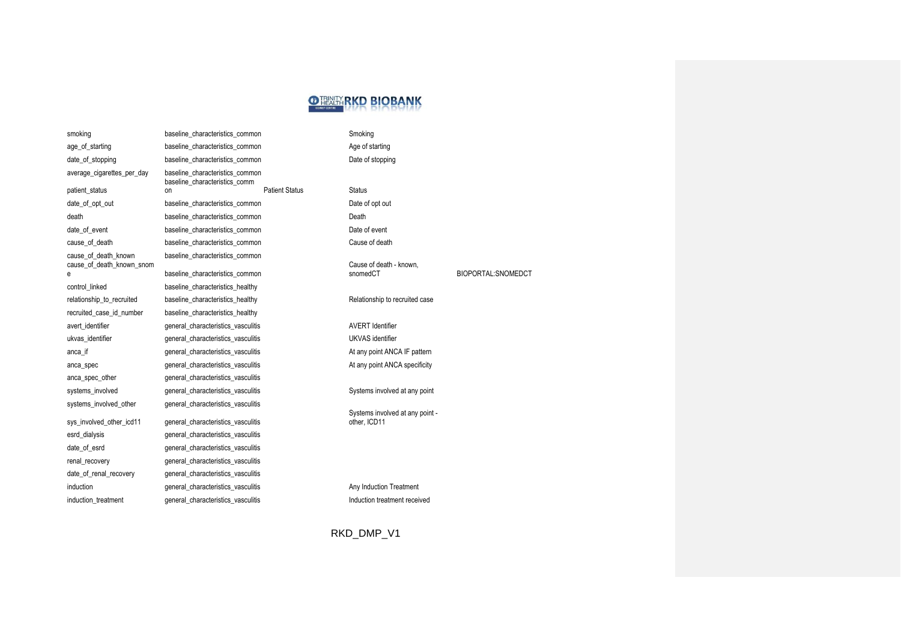| | | | | |
|---|---|---|---|---|
| smoking | baseline_characteristics_common | | Smoking | |
| age_of_starting | baseline_characteristics_common | | Age of starting | |
| date_of_stopping | baseline_characteristics_common | | Date of stopping | |
| average_cigarettes_per_day | baseline_characteristics_common | | | |
| patient_status | baseline_characteristics_common | Patient Status | Status | |
| date_of_opt_out | baseline_characteristics_common | | Date of opt out | |
| death | baseline_characteristics_common | | Death | |
| date_of_event | baseline_characteristics_common | | Date of event | |
| cause_of_death | baseline_characteristics_common | | Cause of death | |
| cause_of_death_known | baseline_characteristics_common | | | |
| cause_of_death_known_snome | baseline_characteristics_common | | Cause of death - known, snomedCT | BIOPORTAL:SNOMEDCT |
| control_linked | baseline_characteristics_healthy | | | |
| relationship_to_recruited | baseline_characteristics_healthy | | Relationship to recruited case | |
| recruited_case_id_number | baseline_characteristics_healthy | | | |
| avert_identifier | general_characteristics_vasculitis | | AVERT Identifier | |
| ukvas_identifier | general_characteristics_vasculitis | | UKVAS identifier | |
| anca_if | general_characteristics_vasculitis | | At any point ANCA IF pattern | |
| anca_spec | general_characteristics_vasculitis | | At any point ANCA specificity | |
| anca_spec_other | general_characteristics_vasculitis | | | |
| systems_involved | general_characteristics_vasculitis | | Systems involved at any point | |
| systems_involved_other | general_characteristics_vasculitis | | | |
| sys_involved_other_icd11 | general_characteristics_vasculitis | | Systems involved at any point - other, ICD11 | |
| esrd_dialysis | general_characteristics_vasculitis | | | |
| date_of_esrd | general_characteristics_vasculitis | | | |
| renal_recovery | general_characteristics_vasculitis | | | |
| date_of_renal_recovery | general_characteristics_vasculitis | | | |
| induction | general_characteristics_vasculitis | | Any Induction Treatment | |
| induction_treatment | general_characteristics_vasculitis | | Induction treatment received | |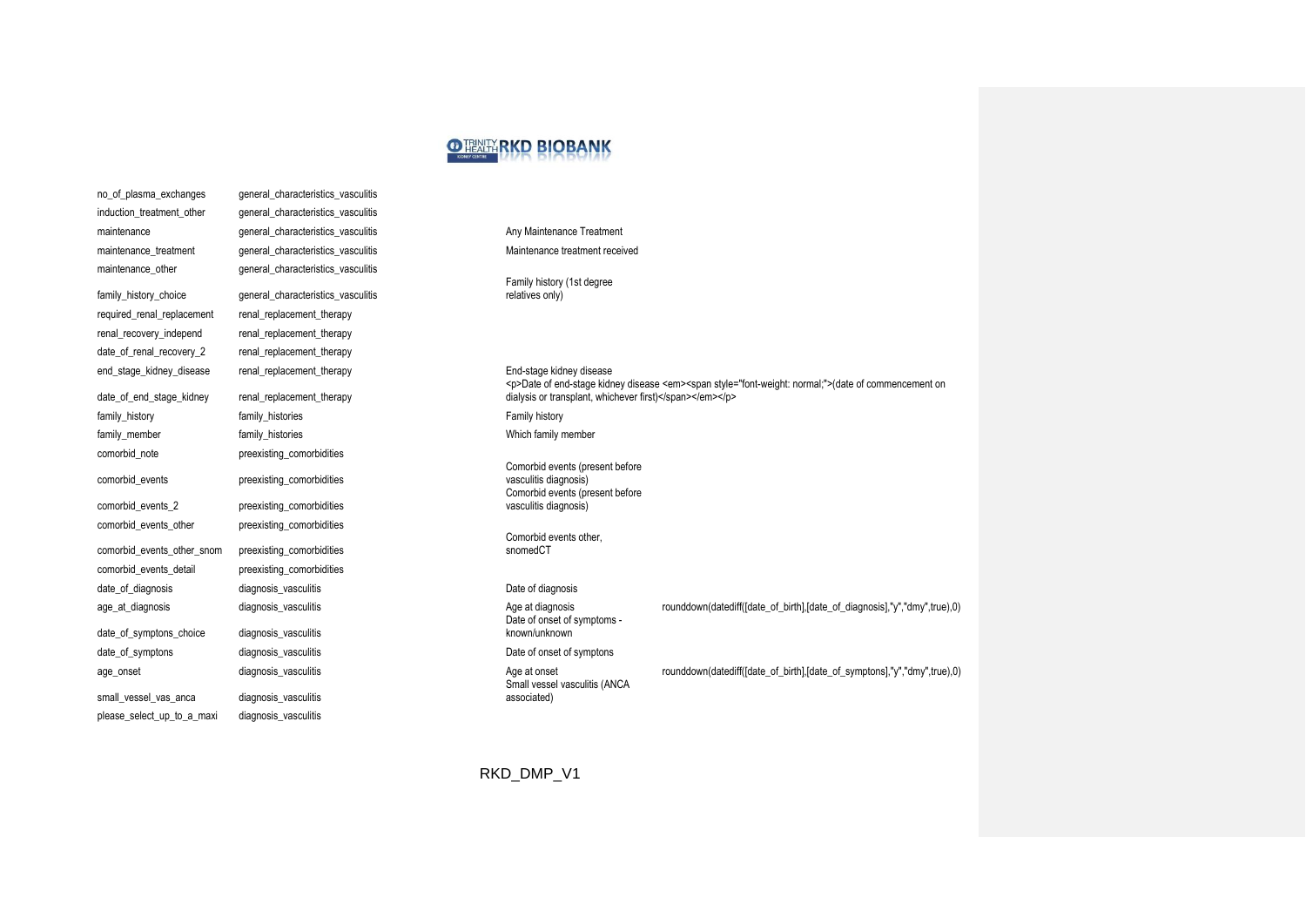| | | | |
|---|---|---|---|
| no_of_plasma_exchanges | general_characteristics_vasculitis | | |
| induction_treatment_other | general_characteristics_vasculitis | | |
| maintenance | general_characteristics_vasculitis | Any Maintenance Treatment | |
| maintenance_treatment | general_characteristics_vasculitis | Maintenance treatment received | |
| maintenance_other | general_characteristics_vasculitis | | |
| family_history_choice | general_characteristics_vasculitis | Family history (1st degree relatives only) | |
| required_renal_replacement | renal_replacement_therapy | | |
| renal_recovery_independ | renal_replacement_therapy | | |
| date_of_renal_recovery_2 | renal_replacement_therapy | | |
| end_stage_kidney_disease | renal_replacement_therapy | End-stage kidney disease | |
| date_of_end_stage_kidney | renal_replacement_therapy | <p>Date of end-stage kidney disease <em><span style="font-weight: normal;">(date of commencement on dialysis or transplant, whichever first)</span></em></p> | |
| family_history | family_histories | Family history | |
| family_member | family_histories | Which family member | |
| comorbid_note | preexisting_comorbidities | | |
| comorbid_events | preexisting_comorbidities | Comorbid events (present before vasculitis diagnosis) | |
| comorbid_events_2 | preexisting_comorbidities | Comorbid events (present before vasculitis diagnosis) | |
| comorbid_events_other | preexisting_comorbidities | | |
| comorbid_events_other_snom | preexisting_comorbidities | Comorbid events other, snomedCT | |
| comorbid_events_detail | preexisting_comorbidities | | |
| date_of_diagnosis | diagnosis_vasculitis | Date of diagnosis | |
| age_at_diagnosis | diagnosis_vasculitis | Age at diagnosis | rounddown(datediff([date_of_birth],[date_of_diagnosis],"y","dmy",true),0) |
| date_of_symptons_choice | diagnosis_vasculitis | Date of onset of symptoms - known/unknown | |
| date_of_symptons | diagnosis_vasculitis | Date of onset of symptons | |
| age_onset | diagnosis_vasculitis | Age at onset | rounddown(datediff([date_of_birth],[date_of_symptons],"y","dmy",true),0) |
| small_vessel_vas_anca | diagnosis_vasculitis | Small vessel vasculitis (ANCA associated) | |
| please_select_up_to_a_maxi | diagnosis_vasculitis | | |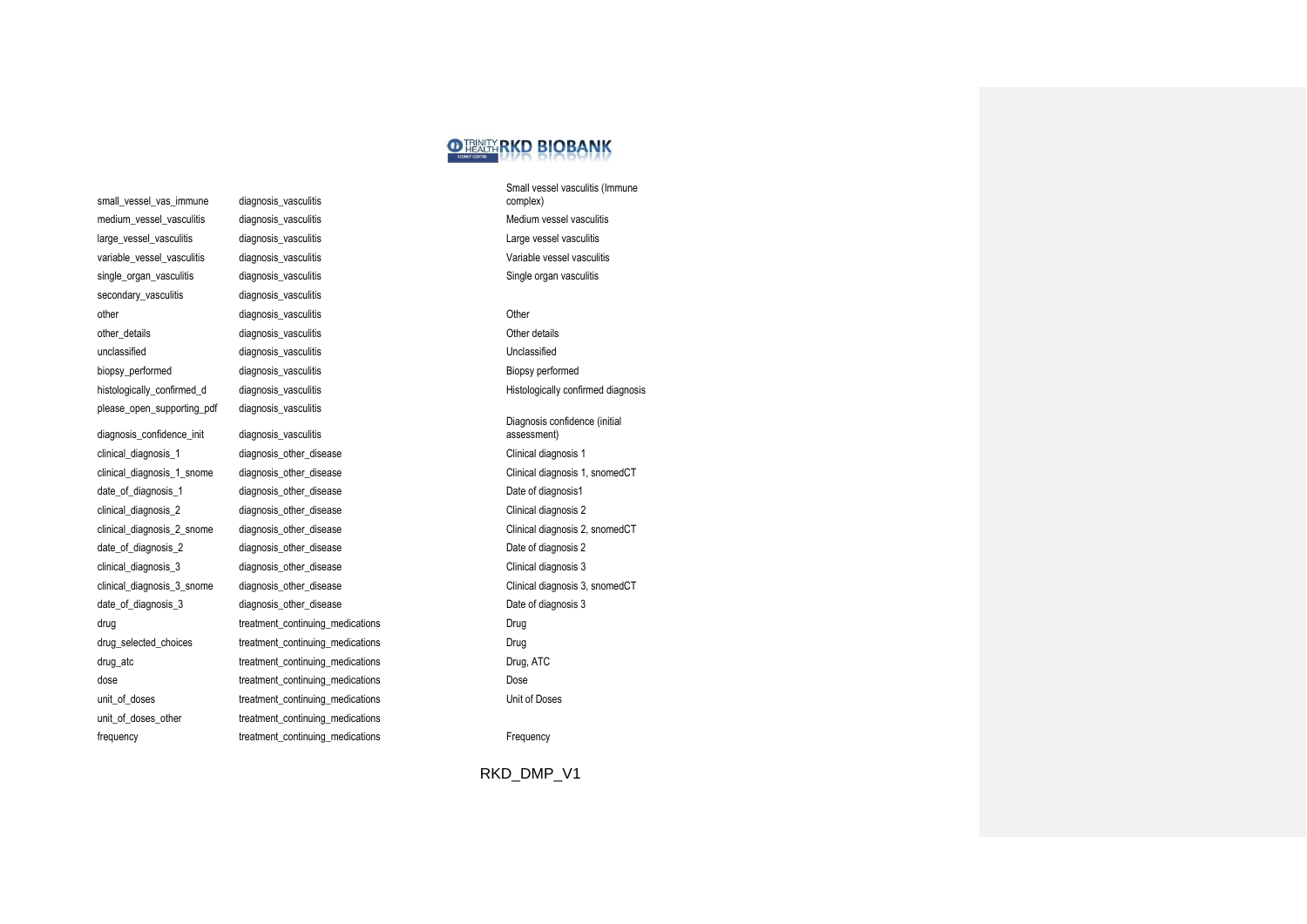| | | |
|---|---|---|
| small_vessel_vas_immune | diagnosis_vasculitis | Small vessel vasculitis (Immune complex) |
| medium_vessel_vasculitis | diagnosis_vasculitis | Medium vessel vasculitis |
| large_vessel_vasculitis | diagnosis_vasculitis | Large vessel vasculitis |
| variable_vessel_vasculitis | diagnosis_vasculitis | Variable vessel vasculitis |
| single_organ_vasculitis | diagnosis_vasculitis | Single organ vasculitis |
| secondary_vasculitis | diagnosis_vasculitis | |
| other | diagnosis_vasculitis | Other |
| other_details | diagnosis_vasculitis | Other details |
| unclassified | diagnosis_vasculitis | Unclassified |
| biopsy_performed | diagnosis_vasculitis | Biopsy performed |
| histologically_confirmed_d | diagnosis_vasculitis | Histologically confirmed diagnosis |
| please_open_supporting_pdf | diagnosis_vasculitis | |
| diagnosis_confidence_init | diagnosis_vasculitis | Diagnosis confidence (initial assessment) |
| clinical_diagnosis_1 | diagnosis_other_disease | Clinical diagnosis 1 |
| clinical_diagnosis_1_snome | diagnosis_other_disease | Clinical diagnosis 1, snomedCT |
| date_of_diagnosis_1 | diagnosis_other_disease | Date of diagnosis1 |
| clinical_diagnosis_2 | diagnosis_other_disease | Clinical diagnosis 2 |
| clinical_diagnosis_2_snome | diagnosis_other_disease | Clinical diagnosis 2, snomedCT |
| date_of_diagnosis_2 | diagnosis_other_disease | Date of diagnosis 2 |
| clinical_diagnosis_3 | diagnosis_other_disease | Clinical diagnosis 3 |
| clinical_diagnosis_3_snome | diagnosis_other_disease | Clinical diagnosis 3, snomedCT |
| date_of_diagnosis_3 | diagnosis_other_disease | Date of diagnosis 3 |
| drug | treatment_continuing_medications | Drug |
| drug_selected_choices | treatment_continuing_medications | Drug |
| drug_atc | treatment_continuing_medications | Drug, ATC |
| dose | treatment_continuing_medications | Dose |
| unit_of_doses | treatment_continuing_medications | Unit of Doses |
| unit_of_doses_other | treatment_continuing_medications | |
| frequency | treatment_continuing_medications | Frequency |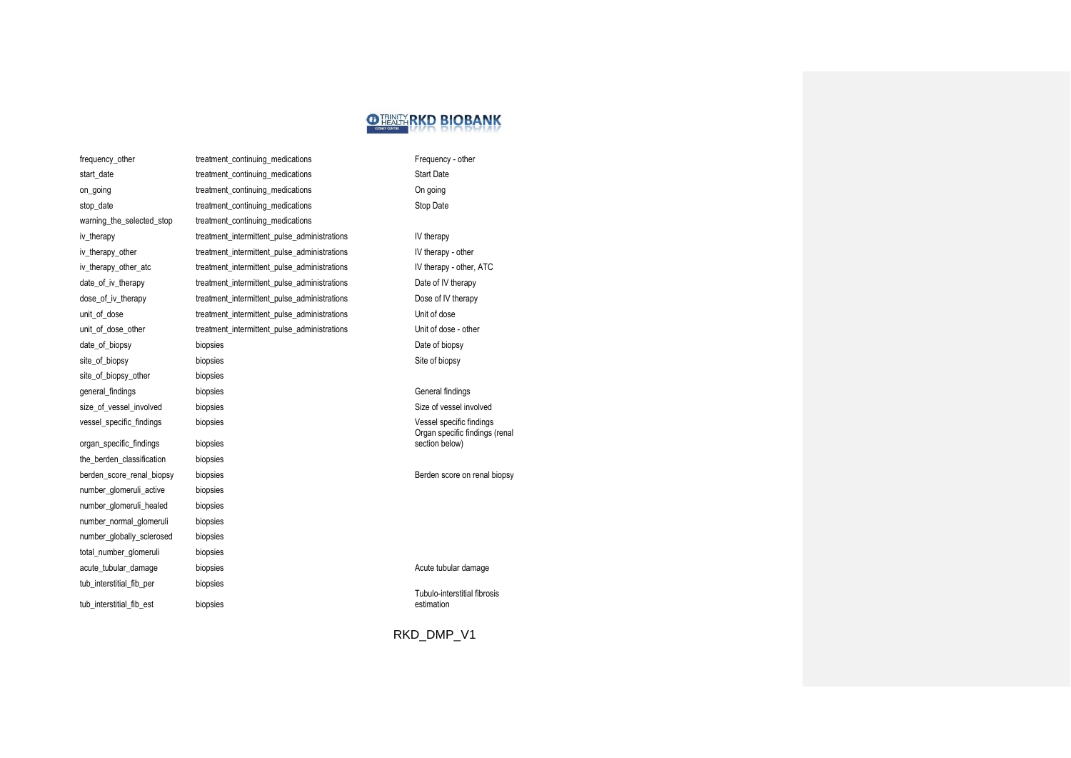| | | |
|---|---|---|
| frequency_other | treatment_continuing_medications | Frequency - other |
| start_date | treatment_continuing_medications | Start Date |
| on_going | treatment_continuing_medications | On going |
| stop_date | treatment_continuing_medications | Stop Date |
| warning_the_selected_stop | treatment_continuing_medications | |
| iv_therapy | treatment_intermittent_pulse_administrations | IV therapy |
| iv_therapy_other | treatment_intermittent_pulse_administrations | IV therapy - other |
| iv_therapy_other_atc | treatment_intermittent_pulse_administrations | IV therapy - other, ATC |
| date_of_iv_therapy | treatment_intermittent_pulse_administrations | Date of IV therapy |
| dose_of_iv_therapy | treatment_intermittent_pulse_administrations | Dose of IV therapy |
| unit_of_dose | treatment_intermittent_pulse_administrations | Unit of dose |
| unit_of_dose_other | treatment_intermittent_pulse_administrations | Unit of dose - other |
| date_of_biopsy | biopsies | Date of biopsy |
| site_of_biopsy | biopsies | Site of biopsy |
| site_of_biopsy_other | biopsies | |
| general_findings | biopsies | General findings |
| size_of_vessel_involved | biopsies | Size of vessel involved |
| vessel_specific_findings | biopsies | Vessel specific findings |
| organ_specific_findings | biopsies | Organ specific findings (renal section below) |
| the_berden_classification | biopsies | |
| berden_score_renal_biopsy | biopsies | Berden score on renal biopsy |
| number_glomeruli_active | biopsies | |
| number_glomeruli_healed | biopsies | |
| number_normal_glomeruli | biopsies | |
| number_globally_sclerosed | biopsies | |
| total_number_glomeruli | biopsies | |
| acute_tubular_damage | biopsies | Acute tubular damage |
| tub_interstitial_fib_per | biopsies | |
| tub_interstitial_fib_est | biopsies | Tubulo-interstitial fibrosis estimation |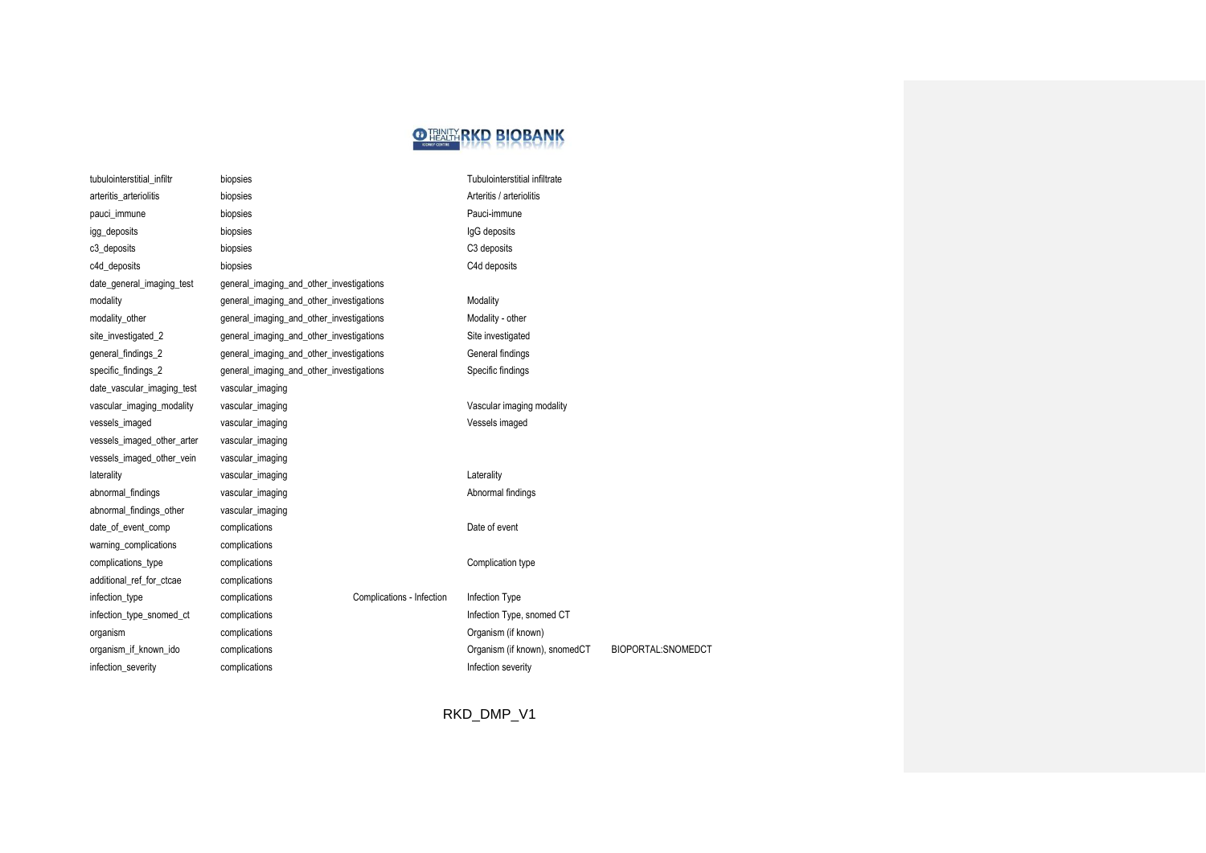| | | | | |
|---|---|---|---|---|
| tubulointerstitial_infiltr | biopsies | | Tubulointerstitial infiltrate | |
| arteritis_arteriolitis | biopsies | | Arteritis / arteriolitis | |
| pauci_immune | biopsies | | Pauci-immune | |
| igg_deposits | biopsies | | IgG deposits | |
| c3_deposits | biopsies | | C3 deposits | |
| c4d_deposits | biopsies | | C4d deposits | |
| date_general_imaging_test | general_imaging_and_other_investigations | | | |
| modality | general_imaging_and_other_investigations | | Modality | |
| modality_other | general_imaging_and_other_investigations | | Modality - other | |
| site_investigated_2 | general_imaging_and_other_investigations | | Site investigated | |
| general_findings_2 | general_imaging_and_other_investigations | | General findings | |
| specific_findings_2 | general_imaging_and_other_investigations | | Specific findings | |
| date_vascular_imaging_test | vascular_imaging | | | |
| vascular_imaging_modality | vascular_imaging | | Vascular imaging modality | |
| vessels_imaged | vascular_imaging | | Vessels imaged | |
| vessels_imaged_other_arter | vascular_imaging | | | |
| vessels_imaged_other_vein | vascular_imaging | | | |
| laterality | vascular_imaging | | Laterality | |
| abnormal_findings | vascular_imaging | | Abnormal findings | |
| abnormal_findings_other | vascular_imaging | | | |
| date_of_event_comp | complications | | Date of event | |
| warning_complications | complications | | | |
| complications_type | complications | | Complication type | |
| additional_ref_for_ctcae | complications | | | |
| infection_type | complications | Complications - Infection | Infection Type | |
| infection_type_snomed_ct | complications | | Infection Type, snomed CT | |
| organism | complications | | Organism (if known) | |
| organism_if_known_ido | complications | | Organism (if known), snomedCT | BIOPORTAL:SNOMEDCT |
| infection_severity | complications | | Infection severity | |

RKD_DMP_V1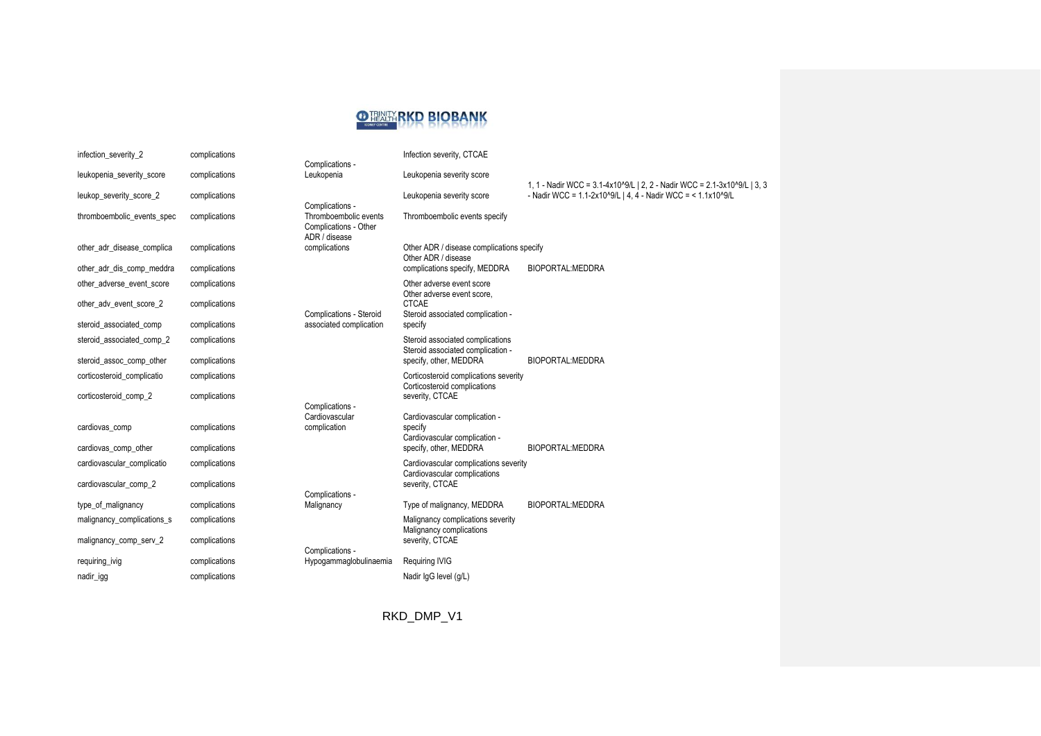| | | | | | |
|---|---|---|---|---|---|
| infection_severity_2 | complications | | Infection severity, CTCAE | | |
| leukopenia_severity_score | complications | Complications - Leukopenia | Leukopenia severity score | | |
| leukop_severity_score_2 | complications | | Leukopenia severity score | | 1, 1 - Nadir WCC = 3.1-4x10^9/L \| 2, 2 - Nadir WCC = 2.1-3x10^9/L \| 3, 3 - Nadir WCC = 1.1-2x10^9/L \| 4, 4 - Nadir WCC = < 1.1x10^9/L |
| thromboembolic_events_spec | complications | Complications - Thromboembolic events | Thromboembolic events specify | | |
| other_adr_disease_complica | complications | Complications - Other ADR / disease complications | Other ADR / disease complications specify | | |
| other_adr_dis_comp_meddra | complications | | Other ADR / disease complications specify, MEDDRA | BIOPORTAL:MEDDRA | |
| other_adverse_event_score | complications | | Other adverse event score | | |
| other_adv_event_score_2 | complications | | Other adverse event score, CTCAE | | |
| steroid_associated_comp | complications | Complications - Steroid associated complication | Steroid associated complication - specify | | |
| steroid_associated_comp_2 | complications | | Steroid associated complications | | |
| steroid_assoc_comp_other | complications | | Steroid associated complication - specify, other, MEDDRA | BIOPORTAL:MEDDRA | |
| corticosteroid_complicatio | complications | | Corticosteroid complications severity | | |
| corticosteroid_comp_2 | complications | | Corticosteroid complications severity, CTCAE | | |
| cardiovas_comp | complications | Complications - Cardiovascular complication | Cardiovascular complication - specify | | |
| cardiovas_comp_other | complications | | Cardiovascular complication - specify, other, MEDDRA | BIOPORTAL:MEDDRA | |
| cardiovascular_complicatio | complications | | Cardiovascular complications severity | | |
| cardiovascular_comp_2 | complications | | Cardiovascular complications severity, CTCAE | | |
| type_of_malignancy | complications | Complications - Malignancy | Type of malignancy, MEDDRA | BIOPORTAL:MEDDRA | |
| malignancy_complications_s | complications | | Malignancy complications severity | | |
| malignancy_comp_serv_2 | complications | | Malignancy complications severity, CTCAE | | |
| requiring_ivig | complications | Complications - Hypogammaglobulinaemia | Requiring IVIG | | |
| nadir_igg | complications | | Nadir IgG level (g/L) | | |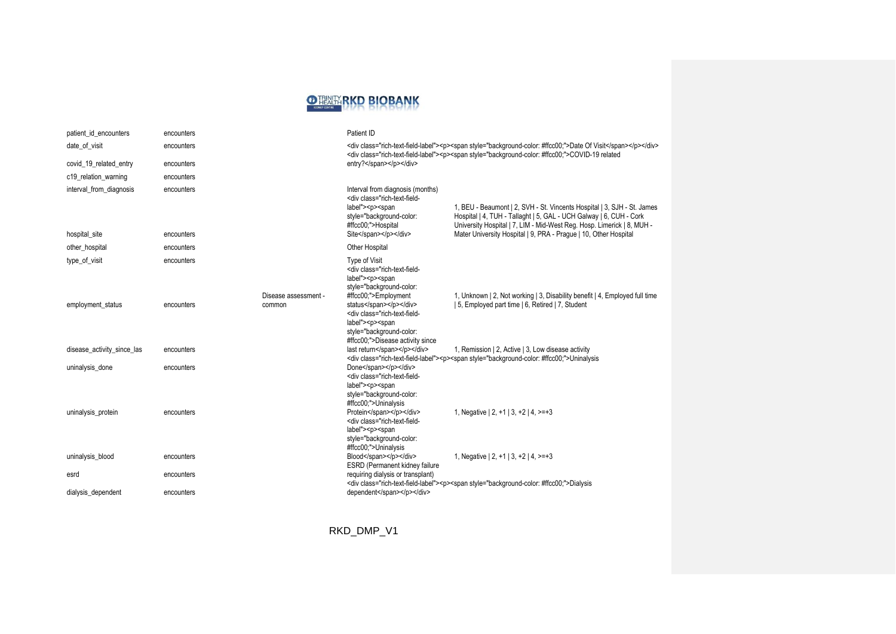| | | | | |
|---|---|---|---|---|
| patient_id_encounters | encounters | | Patient ID | |
| date_of_visit | encounters | | <div class="rich-text-field-label"><p><span style="background-color: #ffcc00;">Date Of Visit</span></p></div> | |
| covid_19_related_entry | encounters | | <div class="rich-text-field-label"><p><span style="background-color: #ffcc00;">COVID-19 related entry?</span></p></div> | |
| c19_relation_warning | encounters | | | |
| interval_from_diagnosis | encounters | | Interval from diagnosis (months) | |
| hospital_site | encounters | | <div class="rich-text-field-label"><p><span style="background-color: #ffcc00;">Hospital Site</span></p></div> | 1, BEU - Beaumont \| 2, SVH - St. Vincents Hospital \| 3, SJH - St. James Hospital \| 4, TUH - Tallaght \| 5, GAL - UCH Galway \| 6, CUH - Cork University Hospital \| 7, LIM - Mid-West Reg. Hosp. Limerick \| 8, MUH - Mater University Hospital \| 9, PRA - Prague \| 10, Other Hospital |
| other_hospital | encounters | | Other Hospital | |
| type_of_visit | encounters | | Type of Visit | |
| employment_status | encounters | Disease assessment - common | <div class="rich-text-field-label"><p><span style="background-color: #ffcc00;">Employment status</span></p></div> | 1, Unknown \| 2, Not working \| 3, Disability benefit \| 4, Employed full time \| 5, Employed part time \| 6, Retired \| 7, Student |
| disease_activity_since_las | encounters | | <div class="rich-text-field-label"><p><span style="background-color: #ffcc00;">Disease activity since last return</span></p></div> | 1, Remission \| 2, Active \| 3, Low disease activity |
| uninalysis_done | encounters | | <div class="rich-text-field-label"><p><span style="background-color: #ffcc00;">Uninalysis Done</span></p></div> | |
| uninalysis_protein | encounters | | <div class="rich-text-field-label"><p><span style="background-color: #ffcc00;">Uninalysis Protein</span></p></div> | 1, Negative \| 2, +1 \| 3, +2 \| 4, >=+3 |
| uninalysis_blood | encounters | | <div class="rich-text-field-label"><p><span style="background-color: #ffcc00;">Uninalysis Blood</span></p></div> | 1, Negative \| 2, +1 \| 3, +2 \| 4, >=+3 |
| esrd | encounters | | ESRD (Permanent kidney failure requiring dialysis or transplant) | |
| dialysis_dependent | encounters | | <div class="rich-text-field-label"><p><span style="background-color: #ffcc00;">Dialysis dependent</span></p></div> | |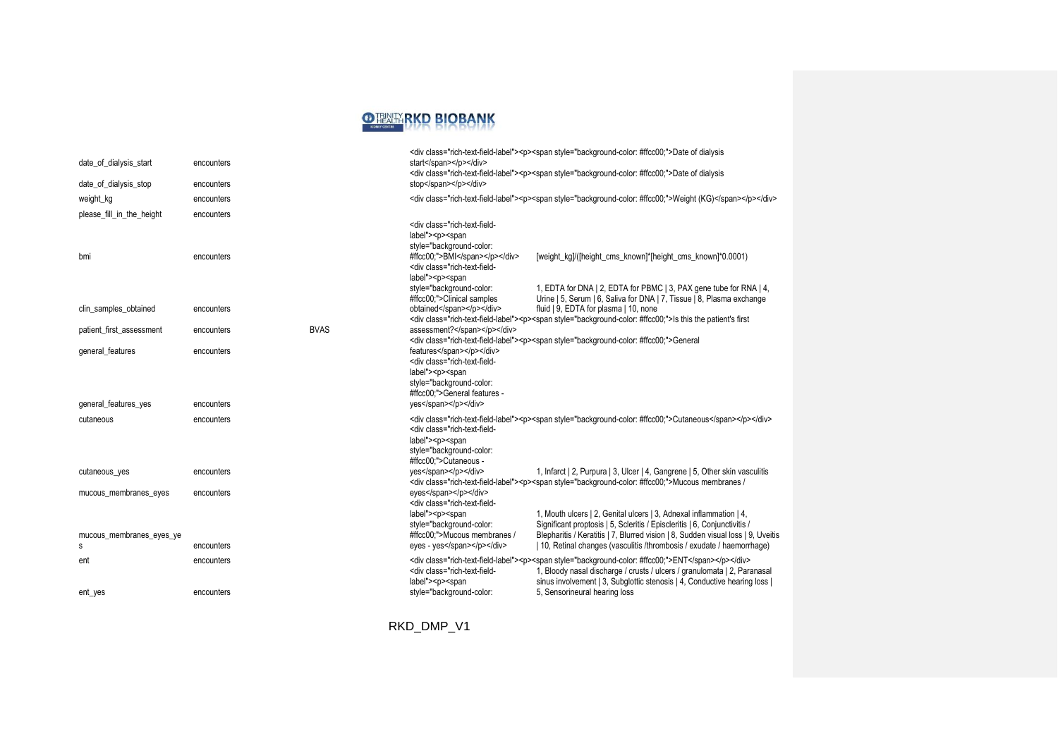| | | | | |
|---|---|---|---|---|
| date_of_dialysis_start | encounters | | <div class="rich-text-field-label"><p><span style="background-color: #ffcc00;">Date of dialysis start</span></p></div> | |
| date_of_dialysis_stop | encounters | | <div class="rich-text-field-label"><p><span style="background-color: #ffcc00;">Date of dialysis stop</span></p></div> | |
| weight_kg | encounters | | <div class="rich-text-field-label"><p><span style="background-color: #ffcc00;">Weight (KG)</span></p></div> | |
| please_fill_in_the_height | encounters | | | |
| bmi | encounters | | <div class="rich-text-field-label"><p><span style="background-color: #ffcc00;">BMI</span></p></div> | [weight_kg]/([height_cms_known]*[height_cms_known]*0.0001) |
| clin_samples_obtained | encounters | | <div class="rich-text-field-label"><p><span style="background-color: #ffcc00;">Clinical samples obtained</span></p></div> | 1, EDTA for DNA \| 2, EDTA for PBMC \| 3, PAX gene tube for RNA \| 4, Urine \| 5, Serum \| 6, Saliva for DNA \| 7, Tissue \| 8, Plasma exchange fluid \| 9, EDTA for plasma \| 10, none |
| patient_first_assessment | encounters | BVAS | <div class="rich-text-field-label"><p><span style="background-color: #ffcc00;">Is this the patient's first assessment?</span></p></div> | |
| general_features | encounters | | <div class="rich-text-field-label"><p><span style="background-color: #ffcc00;">General features</span></p></div> | |
| general_features_yes | encounters | | <div class="rich-text-field-label"><p><span style="background-color: #ffcc00;">General features - yes</span></p></div> | |
| cutaneous | encounters | | <div class="rich-text-field-label"><p><span style="background-color: #ffcc00;">Cutaneous</span></p></div> | |
| cutaneous_yes | encounters | | <div class="rich-text-field-label"><p><span style="background-color: #ffcc00;">Cutaneous - yes</span></p></div> | 1, Infarct \| 2, Purpura \| 3, Ulcer \| 4, Gangrene \| 5, Other skin vasculitis |
| mucous_membranes_eyes | encounters | | <div class="rich-text-field-label"><p><span style="background-color: #ffcc00;">Mucous membranes / eyes</span></p></div> | |
| mucous_membranes_eyes_yes | encounters | | <div class="rich-text-field-label"><p><span style="background-color: #ffcc00;">Mucous membranes / eyes - yes</span></p></div> | 1, Mouth ulcers \| 2, Genital ulcers \| 3, Adnexal inflammation \| 4, Significant proptosis \| 5, Scleritis / Episcleritis \| 6, Conjunctivitis / Blepharitis / Keratitis \| 7, Blurred vision \| 8, Sudden visual loss \| 9, Uveitis \| 10, Retinal changes (vasculitis /thrombosis / exudate / haemorrhage) |
| ent | encounters | | <div class="rich-text-field-label"><p><span style="background-color: #ffcc00;">ENT</span></p></div> | |
| ent_yes | encounters | | <div class="rich-text-field-label"><p><span style="background-color: | 1, Bloody nasal discharge / crusts / ulcers / granulomata \| 2, Paranasal sinus involvement \| 3, Subglottic stenosis \| 4, Conductive hearing loss \| 5, Sensorineural hearing loss |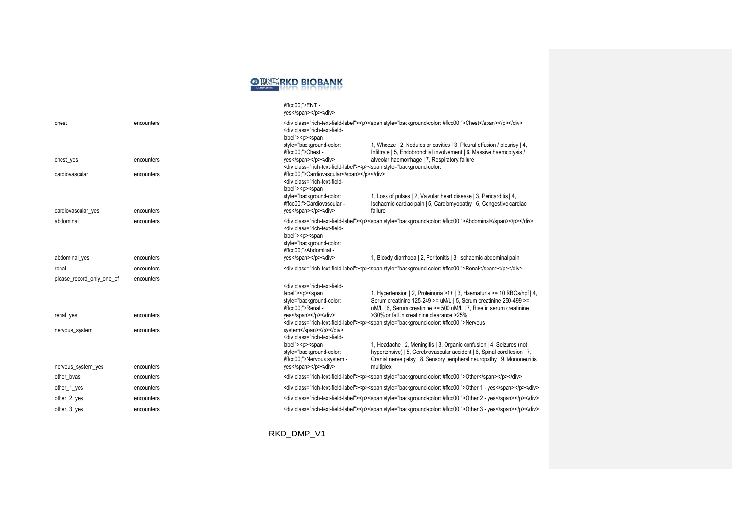| | | | | |
|---|---|---|---|---|
| | | | #ffcc00;">ENT - yes</span></p></div> | |
| chest | encounters | | <div class="rich-text-field-label"><p><span style="background-color: #ffcc00;">Chest</span></p></div> | |
| chest_yes | encounters | | <div class="rich-text-field-label"><p><span style="background-color: #ffcc00;">Chest - yes</span></p></div> | 1, Wheeze \| 2, Nodules or cavities \| 3, Pleural effusion / pleurisy \| 4, Infiltrate \| 5, Endobronchial involvement \| 6, Massive haemoptysis / alveolar haemorrhage \| 7, Respiratory failure |
| cardiovascular | encounters | | <div class="rich-text-field-label"><p><span style="background-color: #ffcc00;">Cardiovascular</span></p></div> | |
| cardiovascular_yes | encounters | | <div class="rich-text-field-label"><p><span style="background-color: #ffcc00;">Cardiovascular - yes</span></p></div> | 1, Loss of pulses \| 2, Valvular heart disease \| 3, Pericarditis \| 4, Ischaemic cardiac pain \| 5, Cardiomyopathy \| 6, Congestive cardiac failure |
| abdominal | encounters | | <div class="rich-text-field-label"><p><span style="background-color: #ffcc00;">Abdominal</span></p></div> | |
| abdominal_yes | encounters | | <div class="rich-text-field-label"><p><span style="background-color: #ffcc00;">Abdominal - yes</span></p></div> | 1, Bloody diarrhoea \| 2, Peritonitis \| 3, Ischaemic abdominal pain |
| renal | encounters | | <div class="rich-text-field-label"><p><span style="background-color: #ffcc00;">Renal</span></p></div> | |
| please_record_only_one_of | encounters | | | |
| renal_yes | encounters | | <div class="rich-text-field-label"><p><span style="background-color: #ffcc00;">Renal - yes</span></p></div> | 1, Hypertension \| 2, Proteinuria >1+ \| 3, Haematuria >= 10 RBCs/hpf \| 4, Serum creatinine 125-249 >= uM/L \| 5, Serum creatinine 250-499 >= uM/L \| 6, Serum creatinine >= 500 uM/L \| 7, Rise in serum creatinine >30% or fall in creatinine clearance >25% |
| nervous_system | encounters | | <div class="rich-text-field-label"><p><span style="background-color: #ffcc00;">Nervous system</span></p></div> | |
| nervous_system_yes | encounters | | <div class="rich-text-field-label"><p><span style="background-color: #ffcc00;">Nervous system - yes</span></p></div> | 1, Headache \| 2, Meningitis \| 3, Organic confusion \| 4, Seizures (not hypertensive) \| 5, Cerebrovascular accident \| 6, Spinal cord lesion \| 7, Cranial nerve palsy \| 8, Sensory peripheral neuropathy \| 9, Mononeuritis multiplex |
| other_bvas | encounters | | <div class="rich-text-field-label"><p><span style="background-color: #ffcc00;">Other</span></p></div> | |
| other_1_yes | encounters | | <div class="rich-text-field-label"><p><span style="background-color: #ffcc00;">Other 1 - yes</span></p></div> | |
| other_2_yes | encounters | | <div class="rich-text-field-label"><p><span style="background-color: #ffcc00;">Other 2 - yes</span></p></div> | |
| other_3_yes | encounters | | <div class="rich-text-field-label"><p><span style="background-color: #ffcc00;">Other 3 - yes</span></p></div> | |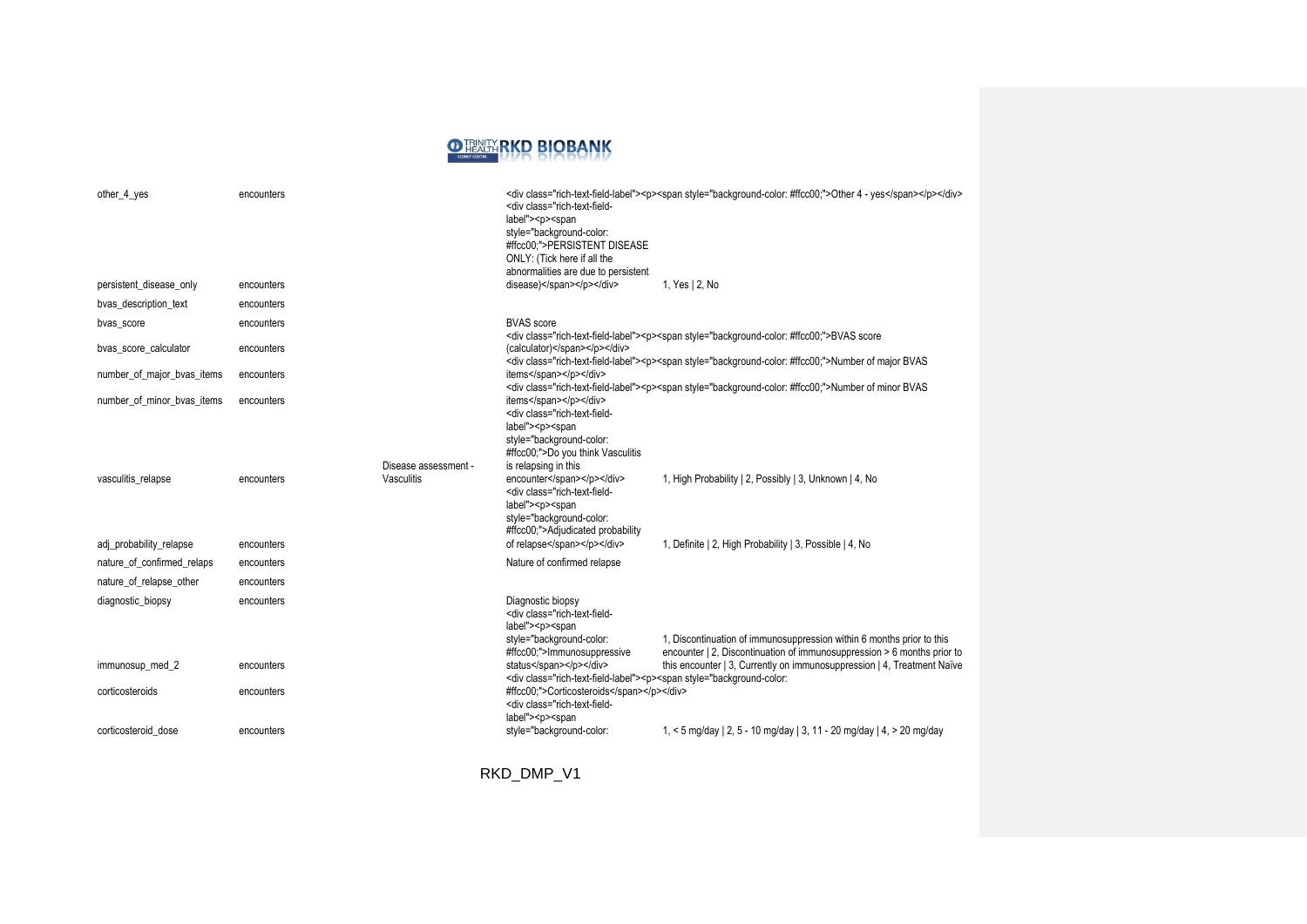| | | | | |
|---|---|---|---|---|
| other_4_yes | encounters | | <div class="rich-text-field-label"><p><span style="background-color: #ffcc00;">Other 4 - yes</span></p></div> | |
| persistent_disease_only | encounters | | <div class="rich-text-field-label"><p><span style="background-color: #ffcc00;">PERSISTENT DISEASE ONLY: (Tick here if all the abnormalities are due to persistent disease)</span></p></div> | 1, Yes \| 2, No |
| bvas_description_text | encounters | | | |
| bvas_score | encounters | | BVAS score | |
| bvas_score_calculator | encounters | | <div class="rich-text-field-label"><p><span style="background-color: #ffcc00;">BVAS score (calculator)</span></p></div> | |
| number_of_major_bvas_items | encounters | | <div class="rich-text-field-label"><p><span style="background-color: #ffcc00;">Number of major BVAS items</span></p></div> | |
| number_of_minor_bvas_items | encounters | | <div class="rich-text-field-label"><p><span style="background-color: #ffcc00;">Number of minor BVAS items</span></p></div> | |
| vasculitis_relapse | encounters | Disease assessment - Vasculitis | <div class="rich-text-field-label"><p><span style="background-color: #ffcc00;">Do you think Vasculitis is relapsing in this encounter</span></p></div> | 1, High Probability \| 2, Possibly \| 3, Unknown \| 4, No |
| adj_probability_relapse | encounters | | <div class="rich-text-field-label"><p><span style="background-color: #ffcc00;">Adjudicated probability of relapse</span></p></div> | 1, Definite \| 2, High Probability \| 3, Possible \| 4, No |
| nature_of_confirmed_relaps | encounters | | Nature of confirmed relapse | |
| nature_of_relapse_other | encounters | | | |
| diagnostic_biopsy | encounters | | Diagnostic biopsy | |
| immunosup_med_2 | encounters | | <div class="rich-text-field-label"><p><span style="background-color: #ffcc00;">Immunosuppressive status</span></p></div> | 1, Discontinuation of immunosuppression within 6 months prior to this encounter \| 2, Discontinuation of immunosuppression > 6 months prior to this encounter \| 3, Currently on immunosuppression \| 4, Treatment Naïve |
| corticosteroids | encounters | | <div class="rich-text-field-label"><p><span style="background-color: #ffcc00;">Corticosteroids</span></p></div> | |
| corticosteroid_dose | encounters | | <div class="rich-text-field-label"><p><span style="background-color: | 1, < 5 mg/day \| 2, 5 - 10 mg/day \| 3, 11 - 20 mg/day \| 4, > 20 mg/day |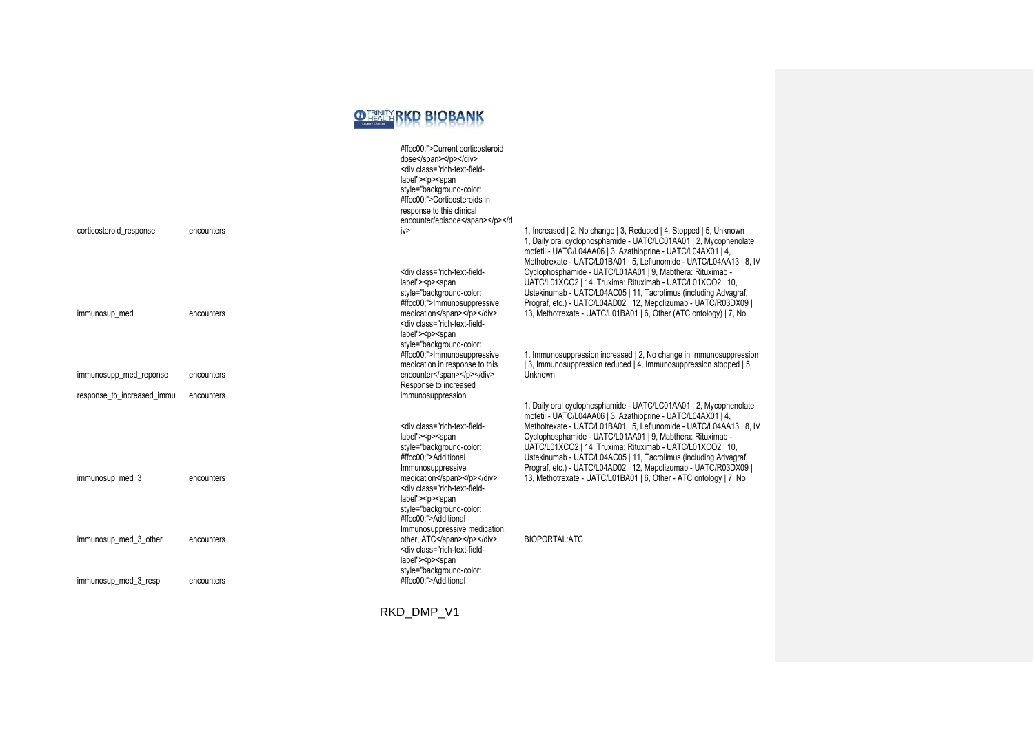| | | | |
|---|---|---|---|
| | | #ffcc00;">Current corticosteroid dose</span></p></div> | |
| corticosteroid_response | encounters | <div class="rich-text-field-label"><p><span style="background-color: #ffcc00;">Corticosteroids in response to this clinical encounter/episode</span></p></div> | 1, Increased \| 2, No change \| 3, Reduced \| 4, Stopped \| 5, Unknown |
| immunosup_med | encounters | <div class="rich-text-field-label"><p><span style="background-color: #ffcc00;">Immunosuppressive medication</span></p></div> | 1, Daily oral cyclophosphamide - UATC/LC01AA01 \| 2, Mycophenolate mofetil - UATC/L04AA06 \| 3, Azathioprine - UATC/L04AX01 \| 4, Methotrexate - UATC/L01BA01 \| 5, Leflunomide - UATC/L04AA13 \| 8, IV Cyclophosphamide - UATC/L01AA01 \| 9, Mabthera: Rituximab - UATC/L01XCO2 \| 14, Truxima: Rituximab - UATC/L01XCO2 \| 10, Ustekinumab - UATC/L04AC05 \| 11, Tacrolimus (including Advagraf, Prograf, etc.) - UATC/L04AD02 \| 12, Mepolizumab - UATC/R03DX09 \| 13, Methotrexate - UATC/L01BA01 \| 6, Other (ATC ontology) \| 7, No |
| immunosupp_med_reponse | encounters | <div class="rich-text-field-label"><p><span style="background-color: #ffcc00;">Immunosuppressive medication in response to this encounter</span></p></div> | 1, Immunosuppression increased \| 2, No change in Immunosuppression \| 3, Immunosuppression reduced \| 4, Immunosuppression stopped \| 5, Unknown |
| response_to_increased_immu | encounters | Response to increased immunosuppression | |
| immunosup_med_3 | encounters | <div class="rich-text-field-label"><p><span style="background-color: #ffcc00;">Additional Immunosuppressive medication</span></p></div> | 1, Daily oral cyclophosphamide - UATC/LC01AA01 \| 2, Mycophenolate mofetil - UATC/L04AA06 \| 3, Azathioprine - UATC/L04AX01 \| 4, Methotrexate - UATC/L01BA01 \| 5, Leflunomide - UATC/L04AA13 \| 8, IV Cyclophosphamide - UATC/L01AA01 \| 9, Mabthera: Rituximab - UATC/L01XCO2 \| 14, Truxima: Rituximab - UATC/L01XCO2 \| 10, Ustekinumab - UATC/L04AC05 \| 11, Tacrolimus (including Advagraf, Prograf, etc.) - UATC/L04AD02 \| 12, Mepolizumab - UATC/R03DX09 \| 13, Methotrexate - UATC/L01BA01 \| 6, Other - ATC ontology \| 7, No |
| immunosup_med_3_other | encounters | <div class="rich-text-field-label"><p><span style="background-color: #ffcc00;">Additional Immunosuppressive medication, other, ATC</span></p></div> | BIOPORTAL:ATC |
| immunosup_med_3_resp | encounters | <div class="rich-text-field-label"><p><span style="background-color: #ffcc00;">Additional | |

RKD_DMP_V1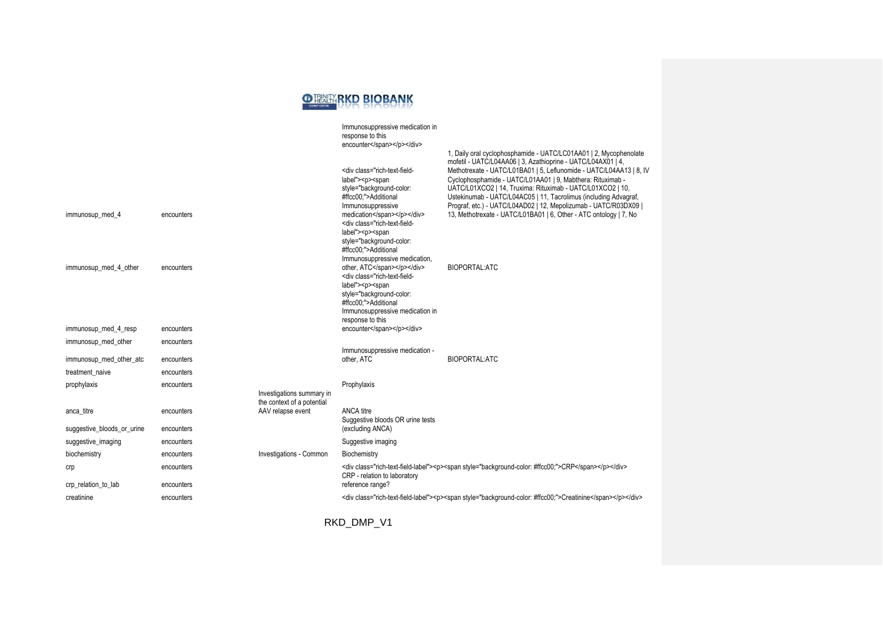| | | | | |
|---|---|---|---|---|
| | | | Immunosuppressive medication in response to this encounter</span></p></div> | |
| immunosup_med_4 | encounters | | <div class="rich-text-field-label"><p><span style="background-color: #ffcc00;">Additional Immunosuppressive medication</span></p></div> | 1, Daily oral cyclophosphamide - UATC/LC01AA01 \| 2, Mycophenolate mofetil - UATC/L04AA06 \| 3, Azathioprine - UATC/L04AX01 \| 4, Methotrexate - UATC/L01BA01 \| 5, Leflunomide - UATC/L04AA13 \| 8, IV Cyclophosphamide - UATC/L01AA01 \| 9, Mabthera: Rituximab - UATC/L01XCO2 \| 14, Truxima: Rituximab - UATC/L01XCO2 \| 10, Ustekinumab - UATC/L04AC05 \| 11, Tacrolimus (including Advagraf, Prograf, etc.) - UATC/L04AD02 \| 12, Mepolizumab - UATC/R03DX09 \| 13, Methotrexate - UATC/L01BA01 \| 6, Other - ATC ontology \| 7, No |
| immunosup_med_4_other | encounters | | <div class="rich-text-field-label"><p><span style="background-color: #ffcc00;">Additional Immunosuppressive medication, other, ATC</span></p></div> | BIOPORTAL:ATC |
| immunosup_med_4_resp | encounters | | <div class="rich-text-field-label"><p><span style="background-color: #ffcc00;">Additional Immunosuppressive medication in response to this encounter</span></p></div> | |
| immunosup_med_other | encounters | | | |
| immunosup_med_other_atc | encounters | | Immunosuppressive medication - other, ATC | BIOPORTAL:ATC |
| treatment_naive | encounters | | | |
| prophylaxis | encounters | | Prophylaxis | |
| anca_titre | encounters | Investigations summary in the context of a potential AAV relapse event | ANCA titre | |
| suggestive_bloods_or_urine | encounters | | Suggestive bloods OR urine tests (excluding ANCA) | |
| suggestive_imaging | encounters | | Suggestive imaging | |
| biochemistry | encounters | Investigations - Common | Biochemistry | |
| crp | encounters | | <div class="rich-text-field-label"><p><span style="background-color: #ffcc00;">CRP</span></p></div> | |
| crp_relation_to_lab | encounters | | CRP - relation to laboratory reference range? | |
| creatinine | encounters | | <div class="rich-text-field-label"><p><span style="background-color: #ffcc00;">Creatinine</span></p></div> | |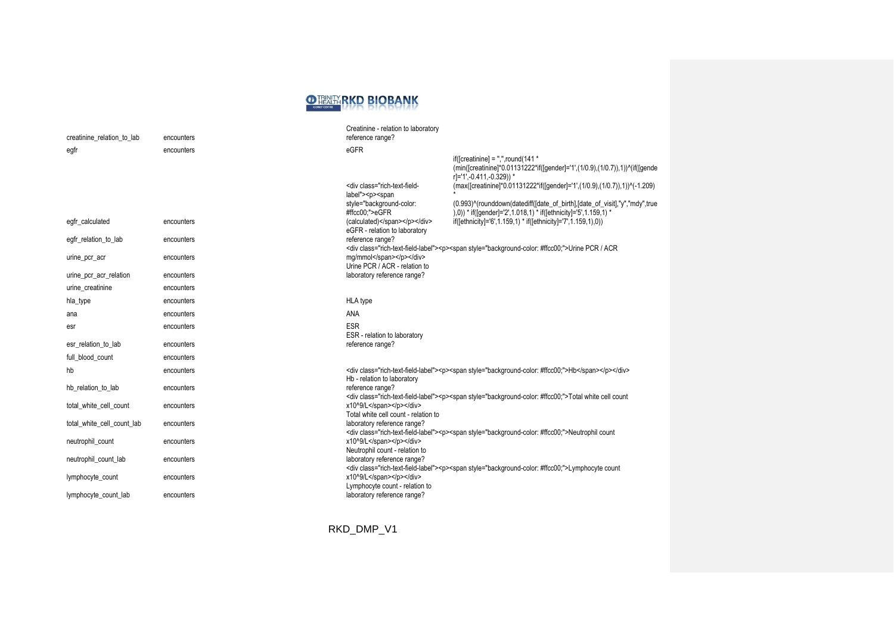| | | | |
|---|---|---|---|
| creatinine_relation_to_lab | encounters | Creatinine - relation to laboratory reference range? | |
| egfr | encounters | eGFR | |
| egfr_calculated | encounters | <div class="rich-text-field-label"><p><span style="background-color: #ffcc00;">eGFR (calculated)</span></p></div> | if([creatinine] = "","",round(141 * (min([creatinine]*0.01131222*if([gender]='1',(1/0.9),(1/0.7)),1))^(if([gender]='1',-0.411,-0.329)) * (max([creatinine]*0.01131222*if([gender]='1',(1/0.9),(1/0.7)),1))^(-1.209) * (0.993)^(rounddown(datediff([date_of_birth],[date_of_visit],"y","mdy",true),0)) * if([gender]='2',1.018,1) * if([ethnicity]='5',1.159,1) * if([ethnicity]='6',1.159,1) * if([ethnicity]='7',1.159,1),0)) |
| egfr_relation_to_lab | encounters | eGFR - relation to laboratory reference range? | |
| urine_pcr_acr | encounters | <div class="rich-text-field-label"><p><span style="background-color: #ffcc00;">Urine PCR / ACR mg/mmol</span></p></div> | |
| urine_pcr_acr_relation | encounters | Urine PCR / ACR - relation to laboratory reference range? | |
| urine_creatinine | encounters | | |
| hla_type | encounters | HLA type | |
| ana | encounters | ANA | |
| esr | encounters | ESR | |
| esr_relation_to_lab | encounters | ESR - relation to laboratory reference range? | |
| full_blood_count | encounters | | |
| hb | encounters | <div class="rich-text-field-label"><p><span style="background-color: #ffcc00;">Hb</span></p></div> | |
| hb_relation_to_lab | encounters | Hb - relation to laboratory reference range? | |
| total_white_cell_count | encounters | <div class="rich-text-field-label"><p><span style="background-color: #ffcc00;">Total white cell count x10^9/L</span></p></div> | |
| total_white_cell_count_lab | encounters | Total white cell count - relation to laboratory reference range? | |
| neutrophil_count | encounters | <div class="rich-text-field-label"><p><span style="background-color: #ffcc00;">Neutrophil count x10^9/L</span></p></div> | |
| neutrophil_count_lab | encounters | Neutrophil count - relation to laboratory reference range? | |
| lymphocyte_count | encounters | <div class="rich-text-field-label"><p><span style="background-color: #ffcc00;">Lymphocyte count x10^9/L</span></p></div> | |
| lymphocyte_count_lab | encounters | Lymphocyte count - relation to laboratory reference range? | |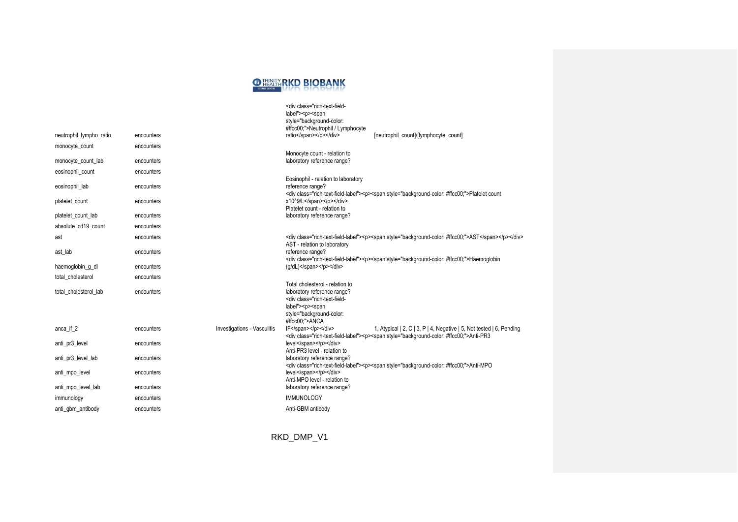| | | | | |
|---|---|---|---|---|
| neutrophil_lympho_ratio | encounters | | <div class="rich-text-field-label"><p><span style="background-color: #ffcc00;">Neutrophil / Lymphocyte ratio</span></p></div> | [neutrophil_count]/[lymphocyte_count] |
| monocyte_count | encounters | | | |
| monocyte_count_lab | encounters | | Monocyte count - relation to laboratory reference range? | |
| eosinophil_count | encounters | | | |
| eosinophil_lab | encounters | | Eosinophil - relation to laboratory reference range? | |
| platelet_count | encounters | | <div class="rich-text-field-label"><p><span style="background-color: #ffcc00;">Platelet count x10^9/L</span></p></div> | |
| platelet_count_lab | encounters | | Platelet count - relation to laboratory reference range? | |
| absolute_cd19_count | encounters | | | |
| ast | encounters | | <div class="rich-text-field-label"><p><span style="background-color: #ffcc00;">AST</span></p></div> | |
| ast_lab | encounters | | AST - relation to laboratory reference range? | |
| haemoglobin_g_dl | encounters | | <div class="rich-text-field-label"><p><span style="background-color: #ffcc00;">Haemoglobin (g/dL)</span></p></div> | |
| total_cholesterol | encounters | | | |
| total_cholesterol_lab | encounters | | Total cholesterol - relation to laboratory reference range? | |
| anca_if_2 | encounters | Investigations - Vasculitis | <div class="rich-text-field-label"><p><span style="background-color: #ffcc00;">ANCA IF</span></p></div> | 1, Atypical \| 2, C \| 3, P \| 4, Negative \| 5, Not tested \| 6, Pending |
| anti_pr3_level | encounters | | <div class="rich-text-field-label"><p><span style="background-color: #ffcc00;">Anti-PR3 level</span></p></div> | |
| anti_pr3_level_lab | encounters | | Anti-PR3 level - relation to laboratory reference range? | |
| anti_mpo_level | encounters | | <div class="rich-text-field-label"><p><span style="background-color: #ffcc00;">Anti-MPO level</span></p></div> | |
| anti_mpo_level_lab | encounters | | Anti-MPO level - relation to laboratory reference range? | |
| immunology | encounters | | IMMUNOLOGY | |
| anti_gbm_antibody | encounters | | Anti-GBM antibody | |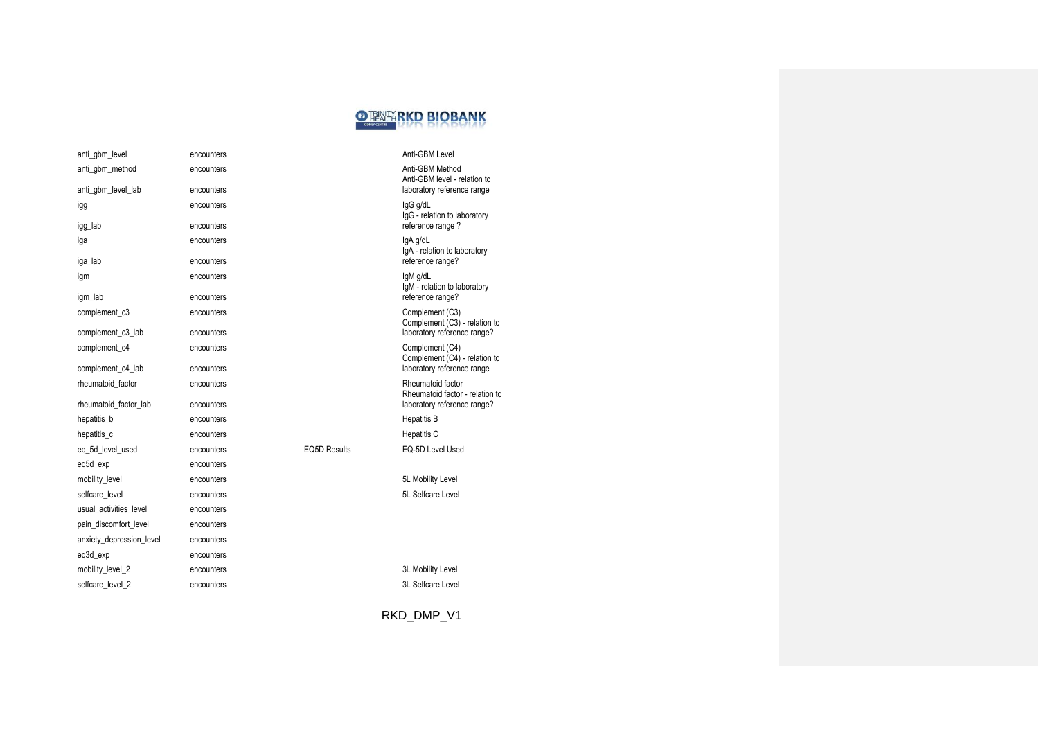| | | | |
|---|---|---|---|
| anti_gbm_level | encounters | | Anti-GBM Level |
| anti_gbm_method | encounters | | Anti-GBM Method |
| anti_gbm_level_lab | encounters | | Anti-GBM level - relation to laboratory reference range |
| igg | encounters | | IgG g/dL |
| igg_lab | encounters | | IgG - relation to laboratory reference range ? |
| iga | encounters | | IgA g/dL |
| iga_lab | encounters | | IgA - relation to laboratory reference range? |
| igm | encounters | | IgM g/dL |
| igm_lab | encounters | | IgM - relation to laboratory reference range? |
| complement_c3 | encounters | | Complement (C3) |
| complement_c3_lab | encounters | | Complement (C3) - relation to laboratory reference range? |
| complement_c4 | encounters | | Complement (C4) |
| complement_c4_lab | encounters | | Complement (C4) - relation to laboratory reference range |
| rheumatoid_factor | encounters | | Rheumatoid factor |
| rheumatoid_factor_lab | encounters | | Rheumatoid factor - relation to laboratory reference range? |
| hepatitis_b | encounters | | Hepatitis B |
| hepatitis_c | encounters | | Hepatitis C |
| eq_5d_level_used | encounters | EQ5D Results | EQ-5D Level Used |
| eq5d_exp | encounters | | |
| mobility_level | encounters | | 5L Mobility Level |
| selfcare_level | encounters | | 5L Selfcare Level |
| usual_activities_level | encounters | | |
| pain_discomfort_level | encounters | | |
| anxiety_depression_level | encounters | | |
| eq3d_exp | encounters | | |
| mobility_level_2 | encounters | | 3L Mobility Level |
| selfcare_level_2 | encounters | | 3L Selfcare Level |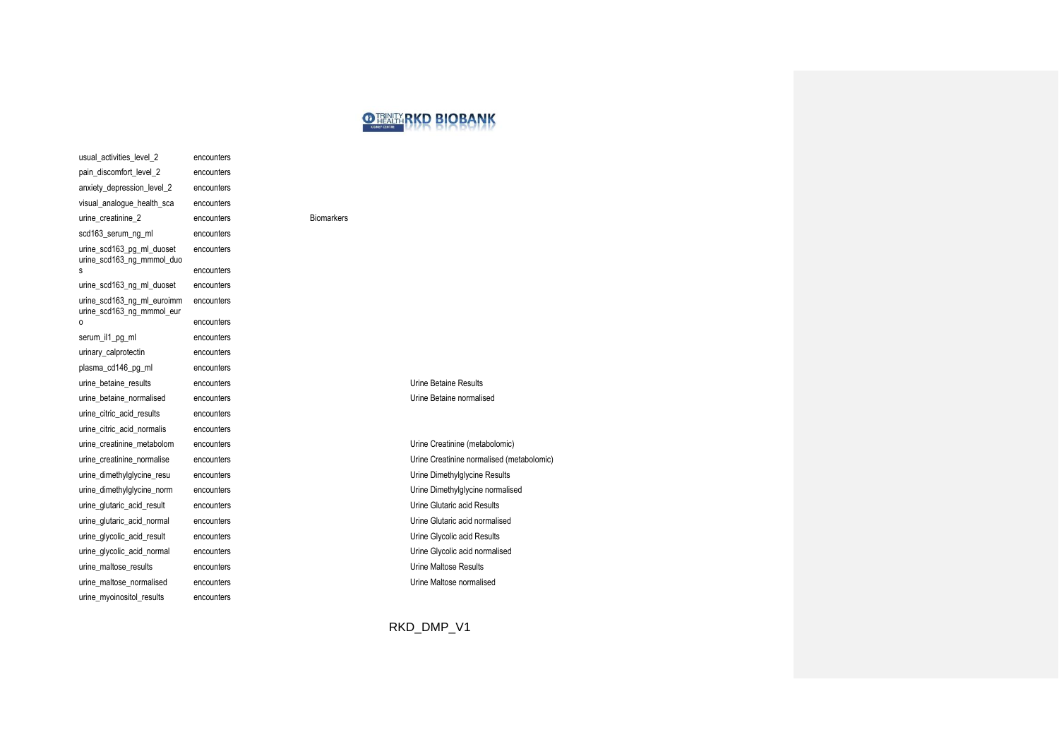| | | | |
|---|---|---|---|
| usual_activities_level_2 | encounters | | |
| pain_discomfort_level_2 | encounters | | |
| anxiety_depression_level_2 | encounters | | |
| visual_analogue_health_sca | encounters | | |
| urine_creatinine_2 | encounters | Biomarkers | |
| scd163_serum_ng_ml | encounters | | |
| urine_scd163_pg_ml_duoset | encounters | | |
| urine_scd163_ng_mmmol_duos | encounters | | |
| urine_scd163_ng_ml_duoset | encounters | | |
| urine_scd163_ng_ml_euroimm | encounters | | |
| urine_scd163_ng_mmmol_euro | encounters | | |
| serum_il1_pg_ml | encounters | | |
| urinary_calprotectin | encounters | | |
| plasma_cd146_pg_ml | encounters | | |
| urine_betaine_results | encounters | | Urine Betaine Results |
| urine_betaine_normalised | encounters | | Urine Betaine normalised |
| urine_citric_acid_results | encounters | | |
| urine_citric_acid_normalis | encounters | | |
| urine_creatinine_metabolom | encounters | | Urine Creatinine (metabolomic) |
| urine_creatinine_normalise | encounters | | Urine Creatinine normalised (metabolomic) |
| urine_dimethylglycine_resu | encounters | | Urine Dimethylglycine Results |
| urine_dimethylglycine_norm | encounters | | Urine Dimethylglycine normalised |
| urine_glutaric_acid_result | encounters | | Urine Glutaric acid Results |
| urine_glutaric_acid_normal | encounters | | Urine Glutaric acid normalised |
| urine_glycolic_acid_result | encounters | | Urine Glycolic acid Results |
| urine_glycolic_acid_normal | encounters | | Urine Glycolic acid normalised |
| urine_maltose_results | encounters | | Urine Maltose Results |
| urine_maltose_normalised | encounters | | Urine Maltose normalised |
| urine_myoinositol_results | encounters | | |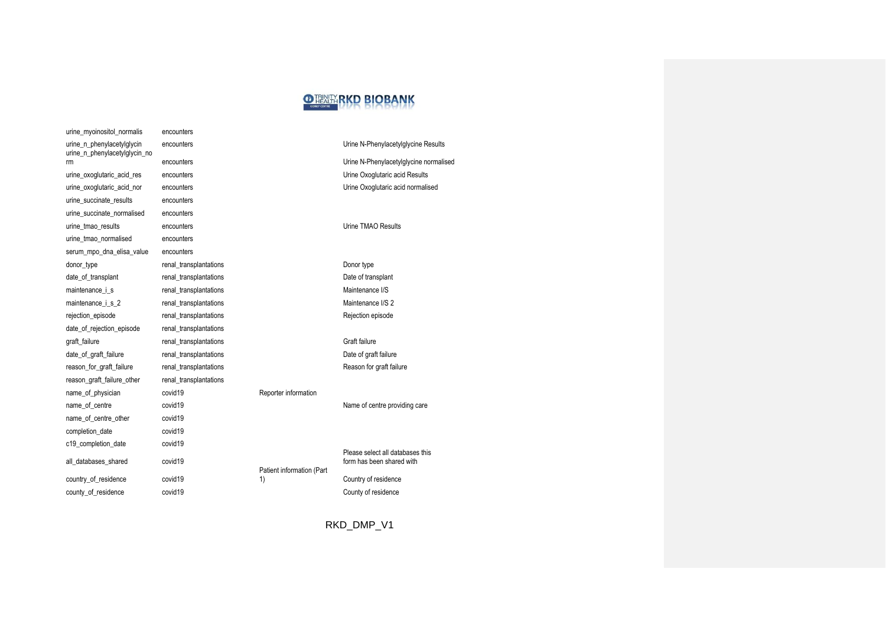| | | | |
|---|---|---|---|
| urine_myoinositol_normalis | encounters | | |
| urine_n_phenylacetylglycin | encounters | | Urine N-Phenylacetylglycine Results |
| urine_n_phenylacetylglycin_norm | encounters | | Urine N-Phenylacetylglycine normalised |
| urine_oxoglutaric_acid_res | encounters | | Urine Oxoglutaric acid Results |
| urine_oxoglutaric_acid_nor | encounters | | Urine Oxoglutaric acid normalised |
| urine_succinate_results | encounters | | |
| urine_succinate_normalised | encounters | | |
| urine_tmao_results | encounters | | Urine TMAO Results |
| urine_tmao_normalised | encounters | | |
| serum_mpo_dna_elisa_value | encounters | | |
| donor_type | renal_transplantations | | Donor type |
| date_of_transplant | renal_transplantations | | Date of transplant |
| maintenance_i_s | renal_transplantations | | Maintenance I/S |
| maintenance_i_s_2 | renal_transplantations | | Maintenance I/S 2 |
| rejection_episode | renal_transplantations | | Rejection episode |
| date_of_rejection_episode | renal_transplantations | | |
| graft_failure | renal_transplantations | | Graft failure |
| date_of_graft_failure | renal_transplantations | | Date of graft failure |
| reason_for_graft_failure | renal_transplantations | | Reason for graft failure |
| reason_graft_failure_other | renal_transplantations | | |
| name_of_physician | covid19 | Reporter information | |
| name_of_centre | covid19 | | Name of centre providing care |
| name_of_centre_other | covid19 | | |
| completion_date | covid19 | | |
| c19_completion_date | covid19 | | |
| all_databases_shared | covid19 | | Please select all databases this form has been shared with |
| country_of_residence | covid19 | Patient information (Part 1) | Country of residence |
| county_of_residence | covid19 | | County of residence |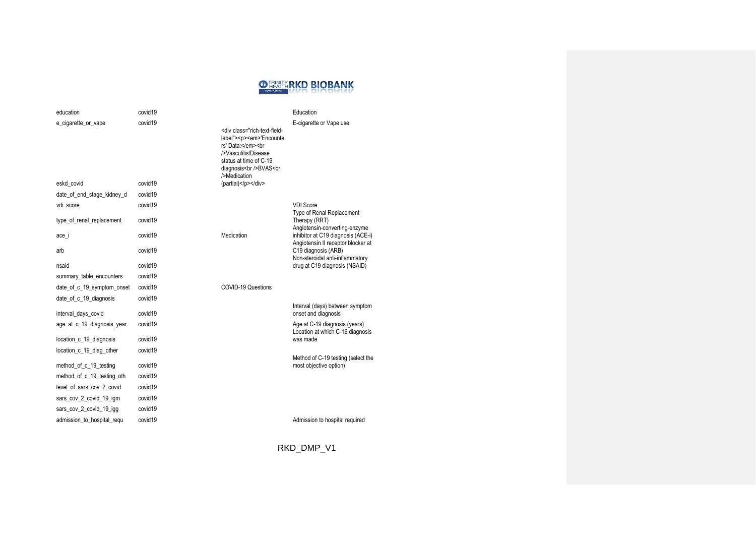| | | | |
|---|---|---|---|
| education | covid19 | | Education |
| e_cigarette_or_vape | covid19 | | E-cigarette or Vape use |
| eskd_covid | covid19 | <div class="rich-text-field-label"><p><em>'Encounters' Data:</em><br />Vasculitis/Disease status at time of C-19 diagnosis<br />BVAS<br />Medication (partial)</p></div> | |
| date_of_end_stage_kidney_d | covid19 | | |
| vdi_score | covid19 | | VDI Score |
| type_of_renal_replacement | covid19 | | Type of Renal Replacement Therapy (RRT) |
| ace_i | covid19 | Medication | Angiotensin-converting-enzyme inhibitor at C19 diagnosis (ACE-i) |
| arb | covid19 | | Angiotensin II receptor blocker at C19 diagnosis (ARB) |
| nsaid | covid19 | | Non-steroidal anti-inflammatory drug at C19 diagnosis (NSAID) |
| summary_table_encounters | covid19 | | |
| date_of_c_19_symptom_onset | covid19 | COVID-19 Questions | |
| date_of_c_19_diagnosis | covid19 | | |
| interval_days_covid | covid19 | | Interval (days) between symptom onset and diagnosis |
| age_at_c_19_diagnosis_year | covid19 | | Age at C-19 diagnosis (years) |
| location_c_19_diagnosis | covid19 | | Location at which C-19 diagnosis was made |
| location_c_19_diag_other | covid19 | | |
| method_of_c_19_testing | covid19 | | Method of C-19 testing (select the most objective option) |
| method_of_c_19_testing_oth | covid19 | | |
| level_of_sars_cov_2_covid | covid19 | | |
| sars_cov_2_covid_19_igm | covid19 | | |
| sars_cov_2_covid_19_igg | covid19 | | |
| admission_to_hospital_requ | covid19 | | Admission to hospital required |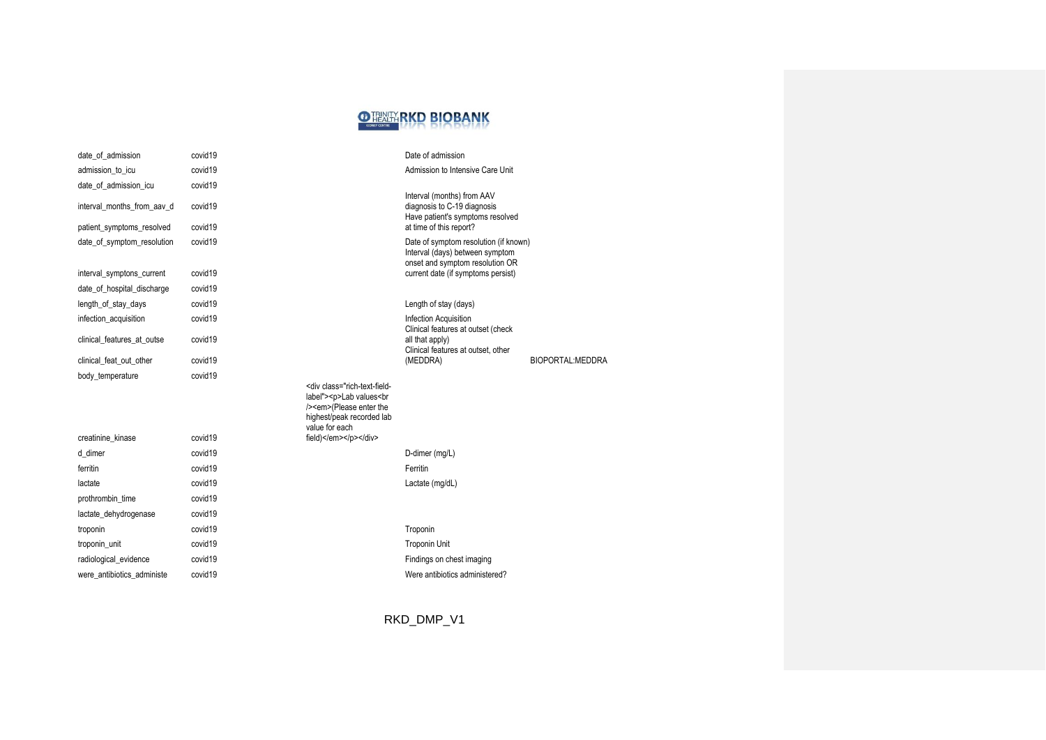| | | | | |
|---|---|---|---|---|
| date_of_admission | covid19 | | Date of admission | |
| admission_to_icu | covid19 | | Admission to Intensive Care Unit | |
| date_of_admission_icu | covid19 | | | |
| interval_months_from_aav_d | covid19 | | Interval (months) from AAV diagnosis to C-19 diagnosis | |
| patient_symptoms_resolved | covid19 | | Have patient's symptoms resolved at time of this report? | |
| date_of_symptom_resolution | covid19 | | Date of symptom resolution (if known) | |
| interval_symptons_current | covid19 | | Interval (days) between symptom onset and symptom resolution OR current date (if symptoms persist) | |
| date_of_hospital_discharge | covid19 | | | |
| length_of_stay_days | covid19 | | Length of stay (days) | |
| infection_acquisition | covid19 | | Infection Acquisition | |
| clinical_features_at_outse | covid19 | | Clinical features at outset (check all that apply) | |
| clinical_feat_out_other | covid19 | | Clinical features at outset, other (MEDDRA) | BIOPORTAL:MEDDRA |
| body_temperature | covid19 | | | |
| creatinine_kinase | covid19 | <div class="rich-text-field-label"><p>Lab values<br /><em>(Please enter the highest/peak recorded lab value for each field)</em></p></div> | | |
| d_dimer | covid19 | | D-dimer (mg/L) | |
| ferritin | covid19 | | Ferritin | |
| lactate | covid19 | | Lactate (mg/dL) | |
| prothrombin_time | covid19 | | | |
| lactate_dehydrogenase | covid19 | | | |
| troponin | covid19 | | Troponin | |
| troponin_unit | covid19 | | Troponin Unit | |
| radiological_evidence | covid19 | | Findings on chest imaging | |
| were_antibiotics_administe | covid19 | | Were antibiotics administered? | |

RKD_DMP_V1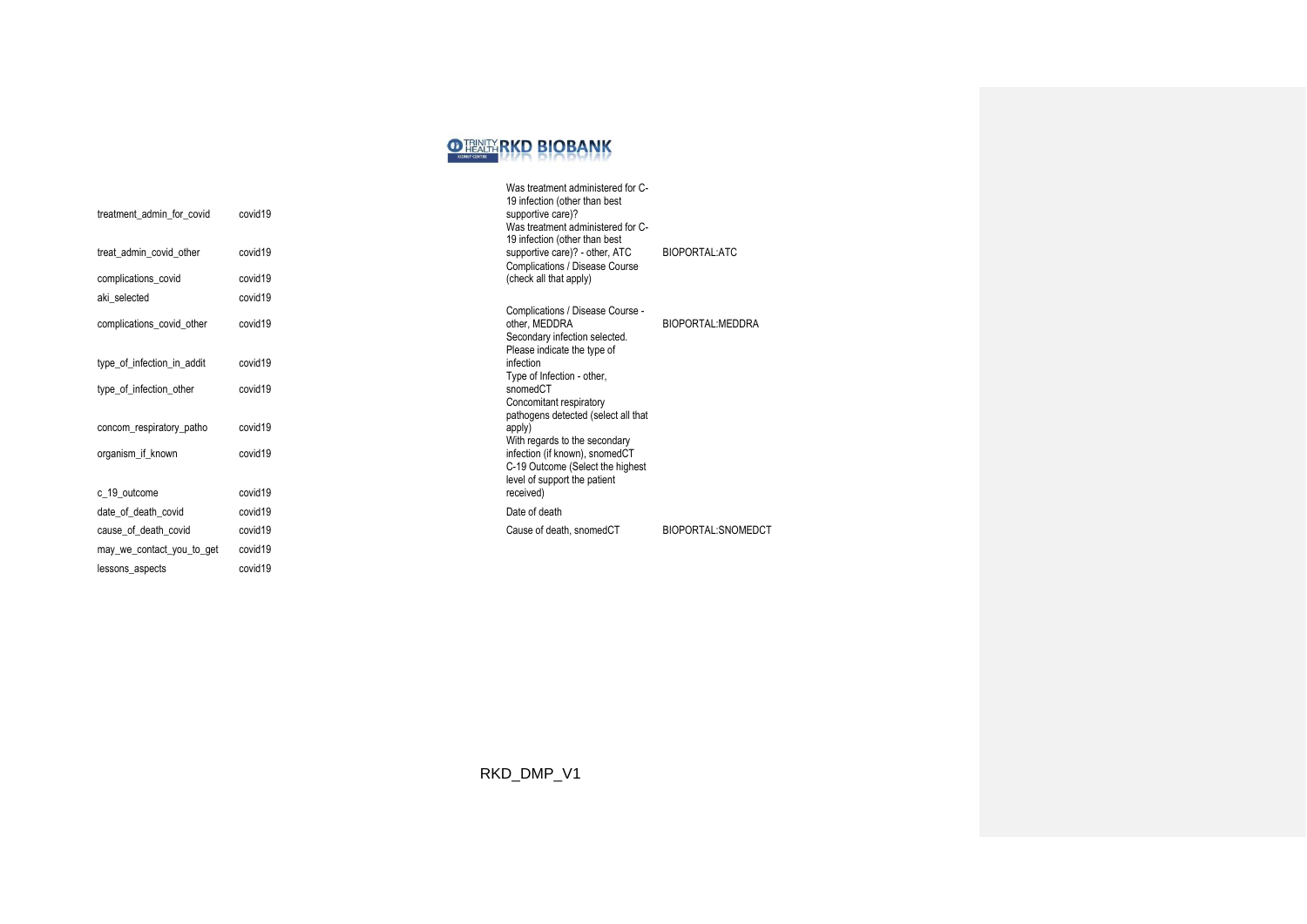| | | | |
|---|---|---|---|
| treatment_admin_for_covid | covid19 | Was treatment administered for C-19 infection (other than best supportive care)? | |
| treat_admin_covid_other | covid19 | Was treatment administered for C-19 infection (other than best supportive care)? - other, ATC | BIOPORTAL:ATC |
| complications_covid | covid19 | Complications / Disease Course (check all that apply) | |
| aki_selected | covid19 | | |
| complications_covid_other | covid19 | Complications / Disease Course - other, MEDDRA | BIOPORTAL:MEDDRA |
| type_of_infection_in_addit | covid19 | Secondary infection selected. Please indicate the type of infection | |
| type_of_infection_other | covid19 | Type of Infection - other, snomedCT | |
| concom_respiratory_patho | covid19 | Concomitant respiratory pathogens detected (select all that apply) | |
| organism_if_known | covid19 | With regards to the secondary infection (if known), snomedCT | |
| c_19_outcome | covid19 | C-19 Outcome (Select the highest level of support the patient received) | |
| date_of_death_covid | covid19 | Date of death | |
| cause_of_death_covid | covid19 | Cause of death, snomedCT | BIOPORTAL:SNOMEDCT |
| may_we_contact_you_to_get | covid19 | | |
| lessons_aspects | covid19 | | |